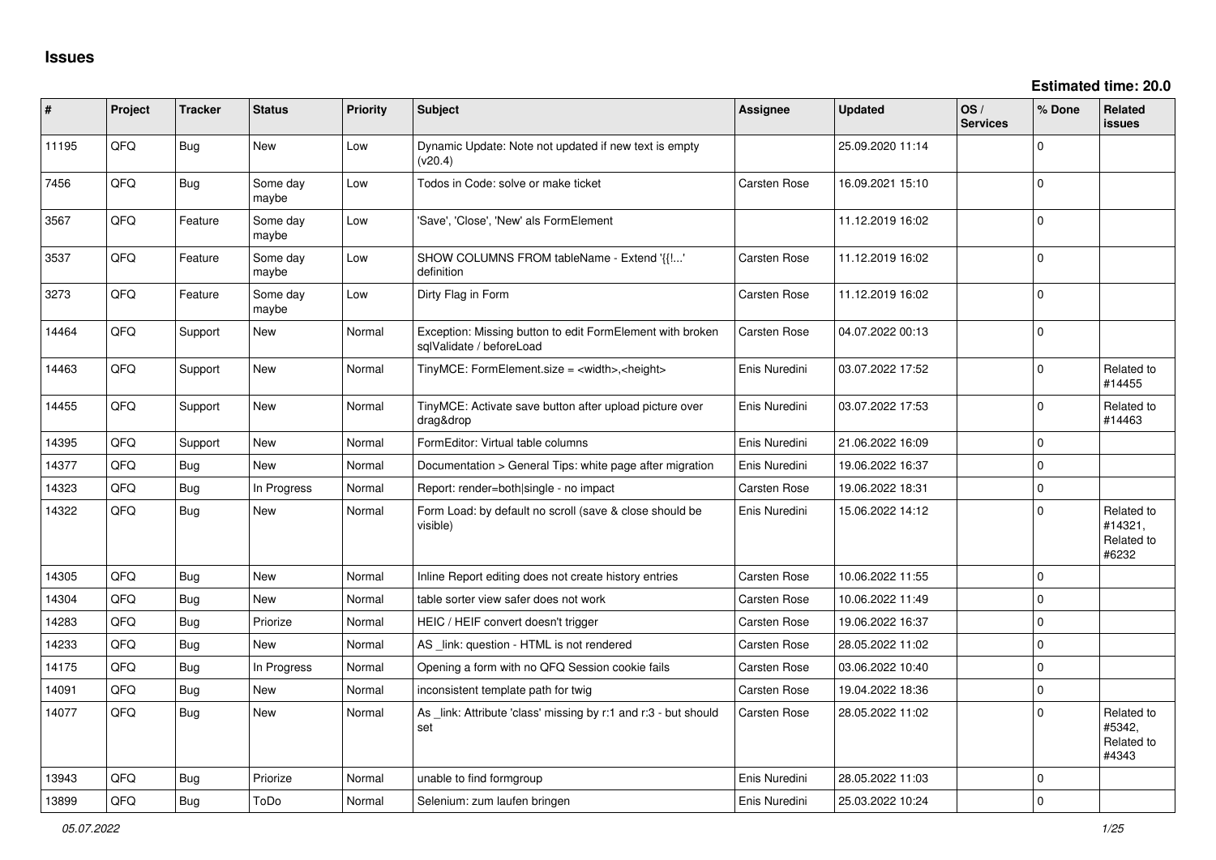# Issues

**Estimated time: 20.0**

| # | Project | Tracker | Status | Priority | Subject | Assignee | Updated | OS / Services | % Done | Related issues |
|---|---|---|---|---|---|---|---|---|---|---|
| 11195 | QFQ | Bug | New | Low | Dynamic Update: Note not updated if new text is empty (v20.4) | | 25.09.2020 11:14 | | 0 | |
| 7456 | QFQ | Bug | Some day maybe | Low | Todos in Code: solve or make ticket | Carsten Rose | 16.09.2021 15:10 | | 0 | |
| 3567 | QFQ | Feature | Some day maybe | Low | 'Save', 'Close', 'New' als FormElement | | 11.12.2019 16:02 | | 0 | |
| 3537 | QFQ | Feature | Some day maybe | Low | SHOW COLUMNS FROM tableName - Extend '{{!...' definition | Carsten Rose | 11.12.2019 16:02 | | 0 | |
| 3273 | QFQ | Feature | Some day maybe | Low | Dirty Flag in Form | Carsten Rose | 11.12.2019 16:02 | | 0 | |
| 14464 | QFQ | Support | New | Normal | Exception: Missing button to edit FormElement with broken sqlValidate / beforeLoad | Carsten Rose | 04.07.2022 00:13 | | 0 | |
| 14463 | QFQ | Support | New | Normal | TinyMCE: FormElement.size = <width>,<height> | Enis Nuredini | 03.07.2022 17:52 | | 0 | Related to #14455 |
| 14455 | QFQ | Support | New | Normal | TinyMCE: Activate save button after upload picture over drag&drop | Enis Nuredini | 03.07.2022 17:53 | | 0 | Related to #14463 |
| 14395 | QFQ | Support | New | Normal | FormEditor: Virtual table columns | Enis Nuredini | 21.06.2022 16:09 | | 0 | |
| 14377 | QFQ | Bug | New | Normal | Documentation > General Tips: white page after migration | Enis Nuredini | 19.06.2022 16:37 | | 0 | |
| 14323 | QFQ | Bug | In Progress | Normal | Report: render=both\|single - no impact | Carsten Rose | 19.06.2022 18:31 | | 0 | |
| 14322 | QFQ | Bug | New | Normal | Form Load: by default no scroll (save & close should be visible) | Enis Nuredini | 15.06.2022 14:12 | | 0 | Related to #14321, Related to #6232 |
| 14305 | QFQ | Bug | New | Normal | Inline Report editing does not create history entries | Carsten Rose | 10.06.2022 11:55 | | 0 | |
| 14304 | QFQ | Bug | New | Normal | table sorter view safer does not work | Carsten Rose | 10.06.2022 11:49 | | 0 | |
| 14283 | QFQ | Bug | Priorize | Normal | HEIC / HEIF convert doesn't trigger | Carsten Rose | 19.06.2022 16:37 | | 0 | |
| 14233 | QFQ | Bug | New | Normal | AS _link: question - HTML is not rendered | Carsten Rose | 28.05.2022 11:02 | | 0 | |
| 14175 | QFQ | Bug | In Progress | Normal | Opening a form with no QFQ Session cookie fails | Carsten Rose | 03.06.2022 10:40 | | 0 | |
| 14091 | QFQ | Bug | New | Normal | inconsistent template path for twig | Carsten Rose | 19.04.2022 18:36 | | 0 | |
| 14077 | QFQ | Bug | New | Normal | As _link: Attribute 'class' missing by r:1 and r:3 - but should set | Carsten Rose | 28.05.2022 11:02 | | 0 | Related to #5342, Related to #4343 |
| 13943 | QFQ | Bug | Priorize | Normal | unable to find formgroup | Enis Nuredini | 28.05.2022 11:03 | | 0 | |
| 13899 | QFQ | Bug | ToDo | Normal | Selenium: zum laufen bringen | Enis Nuredini | 25.03.2022 10:24 | | 0 | |

*05.07.2022*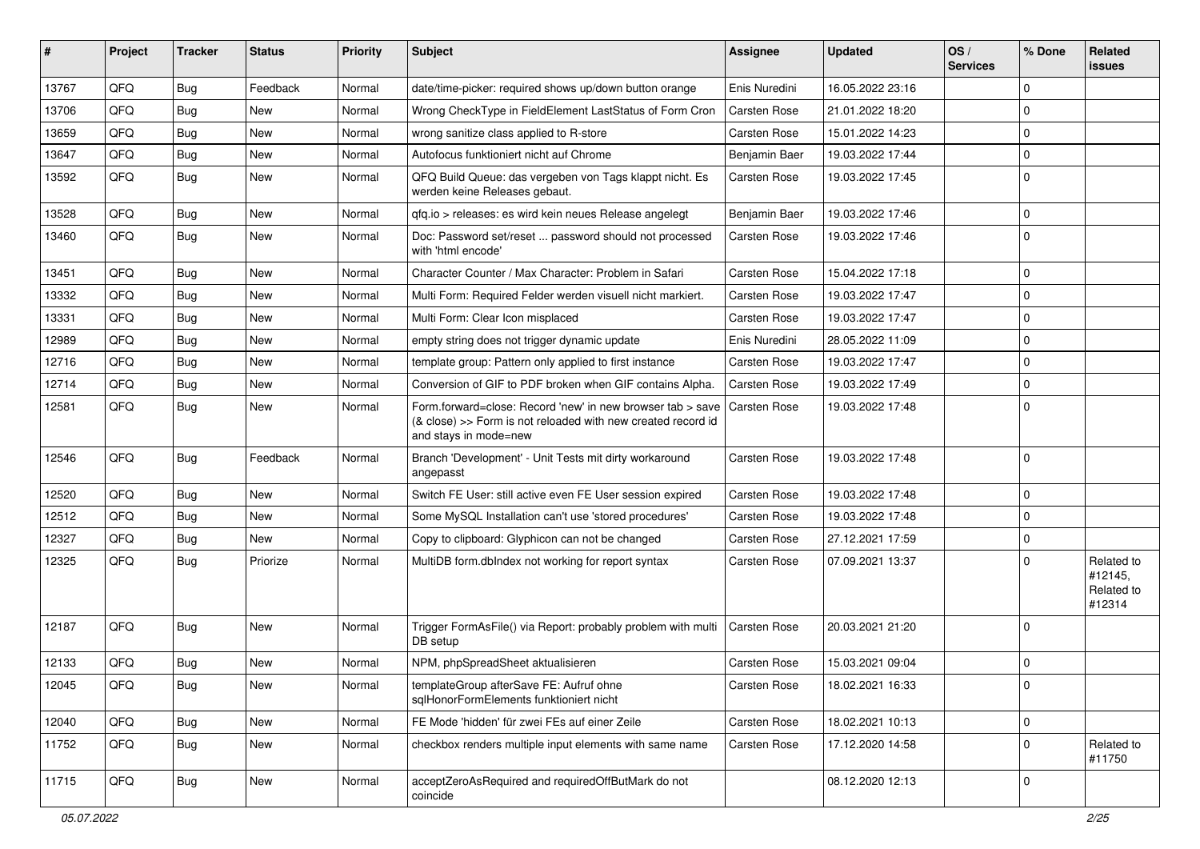| # | Project | Tracker | Status | Priority | Subject | Assignee | Updated | OS / Services | % Done | Related issues |
|---|---|---|---|---|---|---|---|---|---|---|
| 13767 | QFQ | Bug | Feedback | Normal | date/time-picker: required shows up/down button orange | Enis Nuredini | 16.05.2022 23:16 | | 0 | |
| 13706 | QFQ | Bug | New | Normal | Wrong CheckType in FieldElement LastStatus of Form Cron | Carsten Rose | 21.01.2022 18:20 | | 0 | |
| 13659 | QFQ | Bug | New | Normal | wrong sanitize class applied to R-store | Carsten Rose | 15.01.2022 14:23 | | 0 | |
| 13647 | QFQ | Bug | New | Normal | Autofocus funktioniert nicht auf Chrome | Benjamin Baer | 19.03.2022 17:44 | | 0 | |
| 13592 | QFQ | Bug | New | Normal | QFQ Build Queue: das vergeben von Tags klappt nicht. Es werden keine Releases gebaut. | Carsten Rose | 19.03.2022 17:45 | | 0 | |
| 13528 | QFQ | Bug | New | Normal | qfq.io > releases: es wird kein neues Release angelegt | Benjamin Baer | 19.03.2022 17:46 | | 0 | |
| 13460 | QFQ | Bug | New | Normal | Doc: Password set/reset ... password should not processed with 'html encode' | Carsten Rose | 19.03.2022 17:46 | | 0 | |
| 13451 | QFQ | Bug | New | Normal | Character Counter / Max Character: Problem in Safari | Carsten Rose | 15.04.2022 17:18 | | 0 | |
| 13332 | QFQ | Bug | New | Normal | Multi Form: Required Felder werden visuell nicht markiert. | Carsten Rose | 19.03.2022 17:47 | | 0 | |
| 13331 | QFQ | Bug | New | Normal | Multi Form: Clear Icon misplaced | Carsten Rose | 19.03.2022 17:47 | | 0 | |
| 12989 | QFQ | Bug | New | Normal | empty string does not trigger dynamic update | Enis Nuredini | 28.05.2022 11:09 | | 0 | |
| 12716 | QFQ | Bug | New | Normal | template group: Pattern only applied to first instance | Carsten Rose | 19.03.2022 17:47 | | 0 | |
| 12714 | QFQ | Bug | New | Normal | Conversion of GIF to PDF broken when GIF contains Alpha. | Carsten Rose | 19.03.2022 17:49 | | 0 | |
| 12581 | QFQ | Bug | New | Normal | Form.forward=close: Record 'new' in new browser tab > save (& close) >> Form is not reloaded with new created record id and stays in mode=new | Carsten Rose | 19.03.2022 17:48 | | 0 | |
| 12546 | QFQ | Bug | Feedback | Normal | Branch 'Development' - Unit Tests mit dirty workaround angepasst | Carsten Rose | 19.03.2022 17:48 | | 0 | |
| 12520 | QFQ | Bug | New | Normal | Switch FE User: still active even FE User session expired | Carsten Rose | 19.03.2022 17:48 | | 0 | |
| 12512 | QFQ | Bug | New | Normal | Some MySQL Installation can't use 'stored procedures' | Carsten Rose | 19.03.2022 17:48 | | 0 | |
| 12327 | QFQ | Bug | New | Normal | Copy to clipboard: Glyphicon can not be changed | Carsten Rose | 27.12.2021 17:59 | | 0 | |
| 12325 | QFQ | Bug | Priorize | Normal | MultiDB form.dbIndex not working for report syntax | Carsten Rose | 07.09.2021 13:37 | | 0 | Related to #12145, Related to #12314 |
| 12187 | QFQ | Bug | New | Normal | Trigger FormAsFile() via Report: probably problem with multi DB setup | Carsten Rose | 20.03.2021 21:20 | | 0 | |
| 12133 | QFQ | Bug | New | Normal | NPM, phpSpreadSheet aktualisieren | Carsten Rose | 15.03.2021 09:04 | | 0 | |
| 12045 | QFQ | Bug | New | Normal | templateGroup afterSave FE: Aufruf ohne sqlHonorFormElements funktioniert nicht | Carsten Rose | 18.02.2021 16:33 | | 0 | |
| 12040 | QFQ | Bug | New | Normal | FE Mode 'hidden' für zwei FEs auf einer Zeile | Carsten Rose | 18.02.2021 10:13 | | 0 | |
| 11752 | QFQ | Bug | New | Normal | checkbox renders multiple input elements with same name | Carsten Rose | 17.12.2020 14:58 | | 0 | Related to #11750 |
| 11715 | QFQ | Bug | New | Normal | acceptZeroAsRequired and requiredOffButMark do not coincide | | 08.12.2020 12:13 | | 0 | |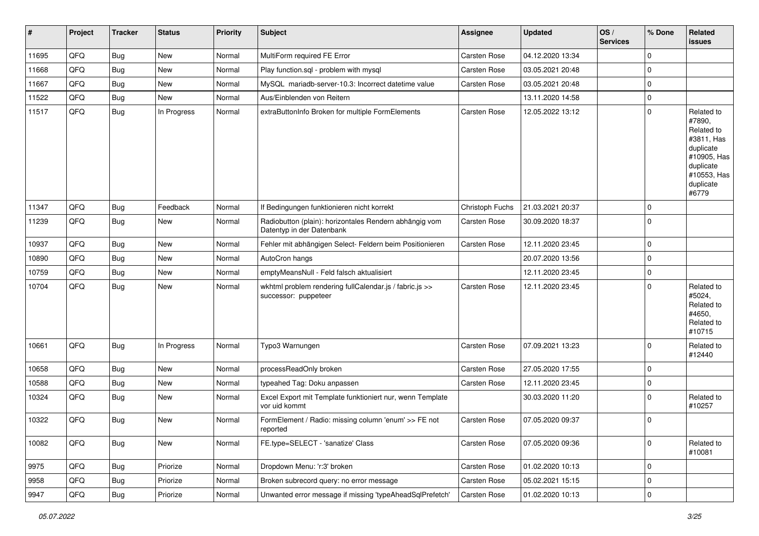| # | Project | Tracker | Status | Priority | Subject | Assignee | Updated | OS / Services | % Done | Related issues |
|---|---|---|---|---|---|---|---|---|---|---|
| 11695 | QFQ | Bug | New | Normal | MultiForm required FE Error | Carsten Rose | 04.12.2020 13:34 | | 0 | |
| 11668 | QFQ | Bug | New | Normal | Play function.sql - problem with mysql | Carsten Rose | 03.05.2021 20:48 | | 0 | |
| 11667 | QFQ | Bug | New | Normal | MySQL mariadb-server-10.3: Incorrect datetime value | Carsten Rose | 03.05.2021 20:48 | | 0 | |
| 11522 | QFQ | Bug | New | Normal | Aus/Einblenden von Reitern | | 13.11.2020 14:58 | | 0 | |
| 11517 | QFQ | Bug | In Progress | Normal | extraButtonInfo Broken for multiple FormElements | Carsten Rose | 12.05.2022 13:12 | | 0 | Related to #7890, Related to #3811, Has duplicate #10905, Has duplicate #10553, Has duplicate #6779 |
| 11347 | QFQ | Bug | Feedback | Normal | If Bedingungen funktionieren nicht korrekt | Christoph Fuchs | 21.03.2021 20:37 | | 0 | |
| 11239 | QFQ | Bug | New | Normal | Radiobutton (plain): horizontales Rendern abhängig vom Datentyp in der Datenbank | Carsten Rose | 30.09.2020 18:37 | | 0 | |
| 10937 | QFQ | Bug | New | Normal | Fehler mit abhängigen Select- Feldern beim Positionieren | Carsten Rose | 12.11.2020 23:45 | | 0 | |
| 10890 | QFQ | Bug | New | Normal | AutoCron hangs | | 20.07.2020 13:56 | | 0 | |
| 10759 | QFQ | Bug | New | Normal | emptyMeansNull - Feld falsch aktualisiert | | 12.11.2020 23:45 | | 0 | |
| 10704 | QFQ | Bug | New | Normal | wkhtml problem rendering fullCalendar.js / fabric.js >> successor: puppeteer | Carsten Rose | 12.11.2020 23:45 | | 0 | Related to #5024, Related to #4650, Related to #10715 |
| 10661 | QFQ | Bug | In Progress | Normal | Typo3 Warnungen | Carsten Rose | 07.09.2021 13:23 | | 0 | Related to #12440 |
| 10658 | QFQ | Bug | New | Normal | processReadOnly broken | Carsten Rose | 27.05.2020 17:55 | | 0 | |
| 10588 | QFQ | Bug | New | Normal | typeahed Tag: Doku anpassen | Carsten Rose | 12.11.2020 23:45 | | 0 | |
| 10324 | QFQ | Bug | New | Normal | Excel Export mit Template funktioniert nur, wenn Template vor uid kommt | | 30.03.2020 11:20 | | 0 | Related to #10257 |
| 10322 | QFQ | Bug | New | Normal | FormElement / Radio: missing column 'enum' >> FE not reported | Carsten Rose | 07.05.2020 09:37 | | 0 | |
| 10082 | QFQ | Bug | New | Normal | FE.type=SELECT - 'sanatize' Class | Carsten Rose | 07.05.2020 09:36 | | 0 | Related to #10081 |
| 9975 | QFQ | Bug | Priorize | Normal | Dropdown Menu: 'r:3' broken | Carsten Rose | 01.02.2020 10:13 | | 0 | |
| 9958 | QFQ | Bug | Priorize | Normal | Broken subrecord query: no error message | Carsten Rose | 05.02.2021 15:15 | | 0 | |
| 9947 | QFQ | Bug | Priorize | Normal | Unwanted error message if missing 'typeAheadSqlPrefetch' | Carsten Rose | 01.02.2020 10:13 | | 0 | |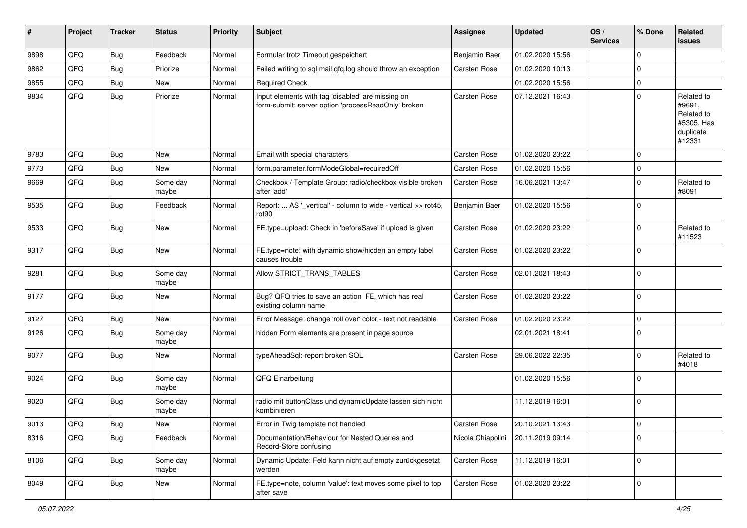| # | Project | Tracker | Status | Priority | Subject | Assignee | Updated | OS / Services | % Done | Related issues |
|---|---|---|---|---|---|---|---|---|---|---|
| 9898 | QFQ | Bug | Feedback | Normal | Formular trotz Timeout gespeichert | Benjamin Baer | 01.02.2020 15:56 | | 0 | |
| 9862 | QFQ | Bug | Priorize | Normal | Failed writing to sql\|mail\|qfq.log should throw an exception | Carsten Rose | 01.02.2020 10:13 | | 0 | |
| 9855 | QFQ | Bug | New | Normal | Required Check | | 01.02.2020 15:56 | | 0 | |
| 9834 | QFQ | Bug | Priorize | Normal | Input elements with tag 'disabled' are missing on form-submit: server option 'processReadOnly' broken | Carsten Rose | 07.12.2021 16:43 | | 0 | Related to #9691, Related to #5305, Has duplicate #12331 |
| 9783 | QFQ | Bug | New | Normal | Email with special characters | Carsten Rose | 01.02.2020 23:22 | | 0 | |
| 9773 | QFQ | Bug | New | Normal | form.parameter.formModeGlobal=requiredOff | Carsten Rose | 01.02.2020 15:56 | | 0 | |
| 9669 | QFQ | Bug | Some day maybe | Normal | Checkbox / Template Group: radio/checkbox visible broken after 'add' | Carsten Rose | 16.06.2021 13:47 | | 0 | Related to #8091 |
| 9535 | QFQ | Bug | Feedback | Normal | Report: ... AS '_vertical' - column to wide - vertical >> rot45, rot90 | Benjamin Baer | 01.02.2020 15:56 | | 0 | |
| 9533 | QFQ | Bug | New | Normal | FE.type=upload: Check in 'beforeSave' if upload is given | Carsten Rose | 01.02.2020 23:22 | | 0 | Related to #11523 |
| 9317 | QFQ | Bug | New | Normal | FE.type=note: with dynamic show/hidden an empty label causes trouble | Carsten Rose | 01.02.2020 23:22 | | 0 | |
| 9281 | QFQ | Bug | Some day maybe | Normal | Allow STRICT_TRANS_TABLES | Carsten Rose | 02.01.2021 18:43 | | 0 | |
| 9177 | QFQ | Bug | New | Normal | Bug? QFQ tries to save an action FE, which has real existing column name | Carsten Rose | 01.02.2020 23:22 | | 0 | |
| 9127 | QFQ | Bug | New | Normal | Error Message: change 'roll over' color - text not readable | Carsten Rose | 01.02.2020 23:22 | | 0 | |
| 9126 | QFQ | Bug | Some day maybe | Normal | hidden Form elements are present in page source | | 02.01.2021 18:41 | | 0 | |
| 9077 | QFQ | Bug | New | Normal | typeAheadSql: report broken SQL | Carsten Rose | 29.06.2022 22:35 | | 0 | Related to #4018 |
| 9024 | QFQ | Bug | Some day maybe | Normal | QFQ Einarbeitung | | 01.02.2020 15:56 | | 0 | |
| 9020 | QFQ | Bug | Some day maybe | Normal | radio mit buttonClass und dynamicUpdate lassen sich nicht kombinieren | | 11.12.2019 16:01 | | 0 | |
| 9013 | QFQ | Bug | New | Normal | Error in Twig template not handled | Carsten Rose | 20.10.2021 13:43 | | 0 | |
| 8316 | QFQ | Bug | Feedback | Normal | Documentation/Behaviour for Nested Queries and Record-Store confusing | Nicola Chiapolini | 20.11.2019 09:14 | | 0 | |
| 8106 | QFQ | Bug | Some day maybe | Normal | Dynamic Update: Feld kann nicht auf empty zurückgesetzt werden | Carsten Rose | 11.12.2019 16:01 | | 0 | |
| 8049 | QFQ | Bug | New | Normal | FE.type=note, column 'value': text moves some pixel to top after save | Carsten Rose | 01.02.2020 23:22 | | 0 | |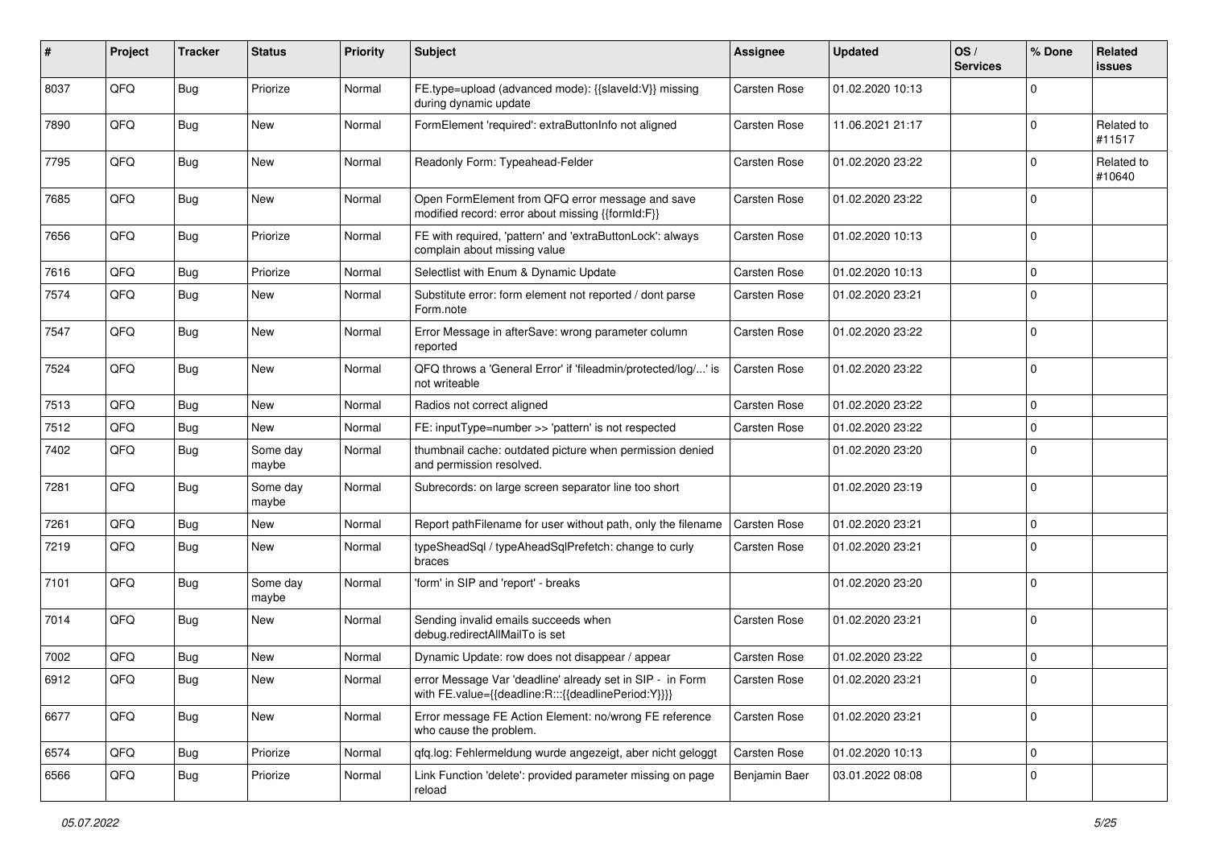| # | Project | Tracker | Status | Priority | Subject | Assignee | Updated | OS / Services | % Done | Related issues |
|---|---|---|---|---|---|---|---|---|---|---|
| 8037 | QFQ | Bug | Priorize | Normal | FE.type=upload (advanced mode): {{slaveId:V}} missing during dynamic update | Carsten Rose | 01.02.2020 10:13 | | 0 | |
| 7890 | QFQ | Bug | New | Normal | FormElement 'required': extraButtonInfo not aligned | Carsten Rose | 11.06.2021 21:17 | | 0 | Related to #11517 |
| 7795 | QFQ | Bug | New | Normal | Readonly Form: Typeahead-Felder | Carsten Rose | 01.02.2020 23:22 | | 0 | Related to #10640 |
| 7685 | QFQ | Bug | New | Normal | Open FormElement from QFQ error message and save modified record: error about missing {{formId:F}} | Carsten Rose | 01.02.2020 23:22 | | 0 | |
| 7656 | QFQ | Bug | Priorize | Normal | FE with required, 'pattern' and 'extraButtonLock': always complain about missing value | Carsten Rose | 01.02.2020 10:13 | | 0 | |
| 7616 | QFQ | Bug | Priorize | Normal | Selectlist with Enum & Dynamic Update | Carsten Rose | 01.02.2020 10:13 | | 0 | |
| 7574 | QFQ | Bug | New | Normal | Substitute error: form element not reported / dont parse Form.note | Carsten Rose | 01.02.2020 23:21 | | 0 | |
| 7547 | QFQ | Bug | New | Normal | Error Message in afterSave: wrong parameter column reported | Carsten Rose | 01.02.2020 23:22 | | 0 | |
| 7524 | QFQ | Bug | New | Normal | QFQ throws a 'General Error' if 'fileadmin/protected/log/...' is not writeable | Carsten Rose | 01.02.2020 23:22 | | 0 | |
| 7513 | QFQ | Bug | New | Normal | Radios not correct aligned | Carsten Rose | 01.02.2020 23:22 | | 0 | |
| 7512 | QFQ | Bug | New | Normal | FE: inputType=number >> 'pattern' is not respected | Carsten Rose | 01.02.2020 23:22 | | 0 | |
| 7402 | QFQ | Bug | Some day maybe | Normal | thumbnail cache: outdated picture when permission denied and permission resolved. | | 01.02.2020 23:20 | | 0 | |
| 7281 | QFQ | Bug | Some day maybe | Normal | Subrecords: on large screen separator line too short | | 01.02.2020 23:19 | | 0 | |
| 7261 | QFQ | Bug | New | Normal | Report pathFilename for user without path, only the filename | Carsten Rose | 01.02.2020 23:21 | | 0 | |
| 7219 | QFQ | Bug | New | Normal | typeSheadSql / typeAheadSqlPrefetch: change to curly braces | Carsten Rose | 01.02.2020 23:21 | | 0 | |
| 7101 | QFQ | Bug | Some day maybe | Normal | 'form' in SIP and 'report' - breaks | | 01.02.2020 23:20 | | 0 | |
| 7014 | QFQ | Bug | New | Normal | Sending invalid emails succeeds when debug.redirectAllMailTo is set | Carsten Rose | 01.02.2020 23:21 | | 0 | |
| 7002 | QFQ | Bug | New | Normal | Dynamic Update: row does not disappear / appear | Carsten Rose | 01.02.2020 23:22 | | 0 | |
| 6912 | QFQ | Bug | New | Normal | error Message Var 'deadline' already set in SIP - in Form with FE.value={{deadline:R:::{{deadlinePeriod:Y}}}} | Carsten Rose | 01.02.2020 23:21 | | 0 | |
| 6677 | QFQ | Bug | New | Normal | Error message FE Action Element: no/wrong FE reference who cause the problem. | Carsten Rose | 01.02.2020 23:21 | | 0 | |
| 6574 | QFQ | Bug | Priorize | Normal | qfq.log: Fehlermeldung wurde angezeigt, aber nicht geloggt | Carsten Rose | 01.02.2020 10:13 | | 0 | |
| 6566 | QFQ | Bug | Priorize | Normal | Link Function 'delete': provided parameter missing on page reload | Benjamin Baer | 03.01.2022 08:08 | | 0 | |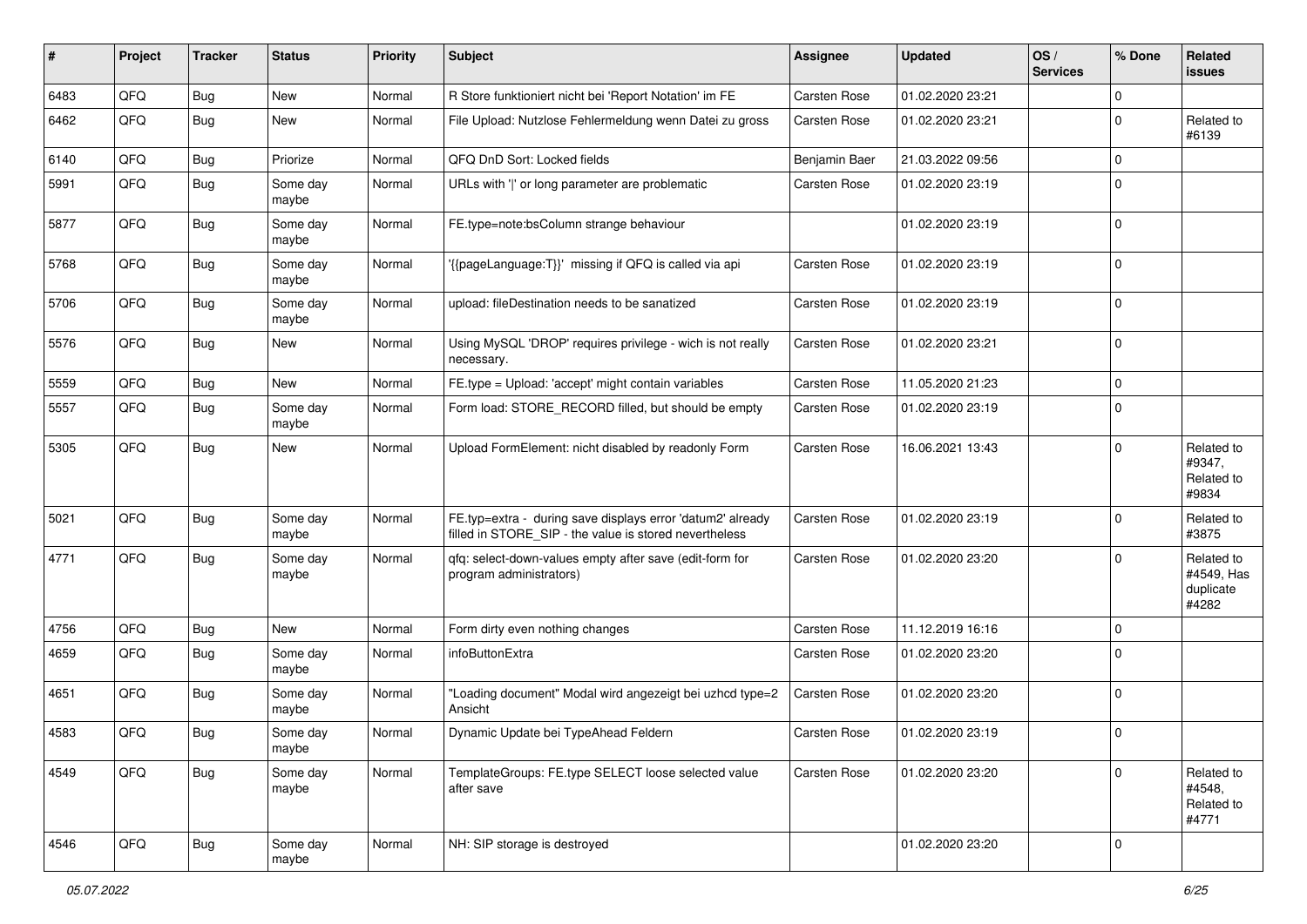| # | Project | Tracker | Status | Priority | Subject | Assignee | Updated | OS / Services | % Done | Related issues |
|---|---|---|---|---|---|---|---|---|---|---|
| 6483 | QFQ | Bug | New | Normal | R Store funktioniert nicht bei 'Report Notation' im FE | Carsten Rose | 01.02.2020 23:21 | | 0 | |
| 6462 | QFQ | Bug | New | Normal | File Upload: Nutzlose Fehlermeldung wenn Datei zu gross | Carsten Rose | 01.02.2020 23:21 | | 0 | Related to #6139 |
| 6140 | QFQ | Bug | Priorize | Normal | QFQ DnD Sort: Locked fields | Benjamin Baer | 21.03.2022 09:56 | | 0 | |
| 5991 | QFQ | Bug | Some day maybe | Normal | URLs with ' ' or long parameter are problematic | Carsten Rose | 01.02.2020 23:19 | | 0 | |
| 5877 | QFQ | Bug | Some day maybe | Normal | FE.type=note:bsColumn strange behaviour | | 01.02.2020 23:19 | | 0 | |
| 5768 | QFQ | Bug | Some day maybe | Normal | '{{pageLanguage:T}}' missing if QFQ is called via api | Carsten Rose | 01.02.2020 23:19 | | 0 | |
| 5706 | QFQ | Bug | Some day maybe | Normal | upload: fileDestination needs to be sanatized | Carsten Rose | 01.02.2020 23:19 | | 0 | |
| 5576 | QFQ | Bug | New | Normal | Using MySQL 'DROP' requires privilege - wich is not really necessary. | Carsten Rose | 01.02.2020 23:21 | | 0 | |
| 5559 | QFQ | Bug | New | Normal | FE.type = Upload: 'accept' might contain variables | Carsten Rose | 11.05.2020 21:23 | | 0 | |
| 5557 | QFQ | Bug | Some day maybe | Normal | Form load: STORE_RECORD filled, but should be empty | Carsten Rose | 01.02.2020 23:19 | | 0 | |
| 5305 | QFQ | Bug | New | Normal | Upload FormElement: nicht disabled by readonly Form | Carsten Rose | 16.06.2021 13:43 | | 0 | Related to #9347, Related to #9834 |
| 5021 | QFQ | Bug | Some day maybe | Normal | FE.typ=extra - during save displays error 'datum2' already filled in STORE_SIP - the value is stored nevertheless | Carsten Rose | 01.02.2020 23:19 | | 0 | Related to #3875 |
| 4771 | QFQ | Bug | Some day maybe | Normal | qfq: select-down-values empty after save (edit-form for program administrators) | Carsten Rose | 01.02.2020 23:20 | | 0 | Related to #4549, Has duplicate #4282 |
| 4756 | QFQ | Bug | New | Normal | Form dirty even nothing changes | Carsten Rose | 11.12.2019 16:16 | | 0 | |
| 4659 | QFQ | Bug | Some day maybe | Normal | infoButtonExtra | Carsten Rose | 01.02.2020 23:20 | | 0 | |
| 4651 | QFQ | Bug | Some day maybe | Normal | "Loading document" Modal wird angezeigt bei uzhcd type=2 Ansicht | Carsten Rose | 01.02.2020 23:20 | | 0 | |
| 4583 | QFQ | Bug | Some day maybe | Normal | Dynamic Update bei TypeAhead Feldern | Carsten Rose | 01.02.2020 23:19 | | 0 | |
| 4549 | QFQ | Bug | Some day maybe | Normal | TemplateGroups: FE.type SELECT loose selected value after save | Carsten Rose | 01.02.2020 23:20 | | 0 | Related to #4548, Related to #4771 |
| 4546 | QFQ | Bug | Some day maybe | Normal | NH: SIP storage is destroyed | | 01.02.2020 23:20 | | 0 | |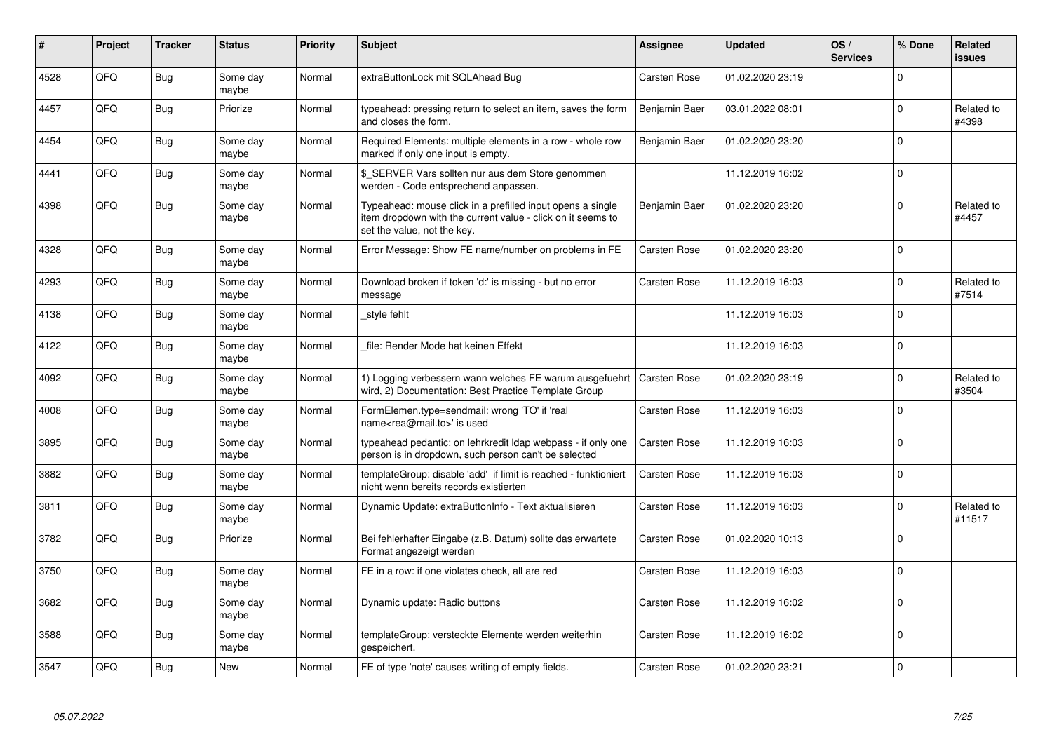| # | Project | Tracker | Status | Priority | Subject | Assignee | Updated | OS / Services | % Done | Related issues |
|---|---|---|---|---|---|---|---|---|---|---|
| 4528 | QFQ | Bug | Some day maybe | Normal | extraButtonLock mit SQLAhead Bug | Carsten Rose | 01.02.2020 23:19 | | 0 | |
| 4457 | QFQ | Bug | Priorize | Normal | typeahead: pressing return to select an item, saves the form and closes the form. | Benjamin Baer | 03.01.2022 08:01 | | 0 | Related to #4398 |
| 4454 | QFQ | Bug | Some day maybe | Normal | Required Elements: multiple elements in a row - whole row marked if only one input is empty. | Benjamin Baer | 01.02.2020 23:20 | | 0 | |
| 4441 | QFQ | Bug | Some day maybe | Normal | $_SERVER Vars sollten nur aus dem Store genommen werden - Code entsprechend anpassen. | | 11.12.2019 16:02 | | 0 | |
| 4398 | QFQ | Bug | Some day maybe | Normal | Typeahead: mouse click in a prefilled input opens a single item dropdown with the current value - click on it seems to set the value, not the key. | Benjamin Baer | 01.02.2020 23:20 | | 0 | Related to #4457 |
| 4328 | QFQ | Bug | Some day maybe | Normal | Error Message: Show FE name/number on problems in FE | Carsten Rose | 01.02.2020 23:20 | | 0 | |
| 4293 | QFQ | Bug | Some day maybe | Normal | Download broken if token 'd:' is missing - but no error message | Carsten Rose | 11.12.2019 16:03 | | 0 | Related to #7514 |
| 4138 | QFQ | Bug | Some day maybe | Normal | _style fehlt | | 11.12.2019 16:03 | | 0 | |
| 4122 | QFQ | Bug | Some day maybe | Normal | _file: Render Mode hat keinen Effekt | | 11.12.2019 16:03 | | 0 | |
| 4092 | QFQ | Bug | Some day maybe | Normal | 1) Logging verbessern wann welches FE warum ausgefuehrt wird, 2) Documentation: Best Practice Template Group | Carsten Rose | 01.02.2020 23:19 | | 0 | Related to #3504 |
| 4008 | QFQ | Bug | Some day maybe | Normal | FormElemen.type=sendmail: wrong 'TO' if 'real name<rea@mail.to>' is used | Carsten Rose | 11.12.2019 16:03 | | 0 | |
| 3895 | QFQ | Bug | Some day maybe | Normal | typeahead pedantic: on lehrkredit ldap webpass - if only one person is in dropdown, such person can't be selected | Carsten Rose | 11.12.2019 16:03 | | 0 | |
| 3882 | QFQ | Bug | Some day maybe | Normal | templateGroup: disable 'add' if limit is reached - funktioniert nicht wenn bereits records existierten | Carsten Rose | 11.12.2019 16:03 | | 0 | |
| 3811 | QFQ | Bug | Some day maybe | Normal | Dynamic Update: extraButtonInfo - Text aktualisieren | Carsten Rose | 11.12.2019 16:03 | | 0 | Related to #11517 |
| 3782 | QFQ | Bug | Priorize | Normal | Bei fehlerhafter Eingabe (z.B. Datum) sollte das erwartete Format angezeigt werden | Carsten Rose | 01.02.2020 10:13 | | 0 | |
| 3750 | QFQ | Bug | Some day maybe | Normal | FE in a row: if one violates check, all are red | Carsten Rose | 11.12.2019 16:03 | | 0 | |
| 3682 | QFQ | Bug | Some day maybe | Normal | Dynamic update: Radio buttons | Carsten Rose | 11.12.2019 16:02 | | 0 | |
| 3588 | QFQ | Bug | Some day maybe | Normal | templateGroup: versteckte Elemente werden weiterhin gespeichert. | Carsten Rose | 11.12.2019 16:02 | | 0 | |
| 3547 | QFQ | Bug | New | Normal | FE of type 'note' causes writing of empty fields. | Carsten Rose | 01.02.2020 23:21 | | 0 | |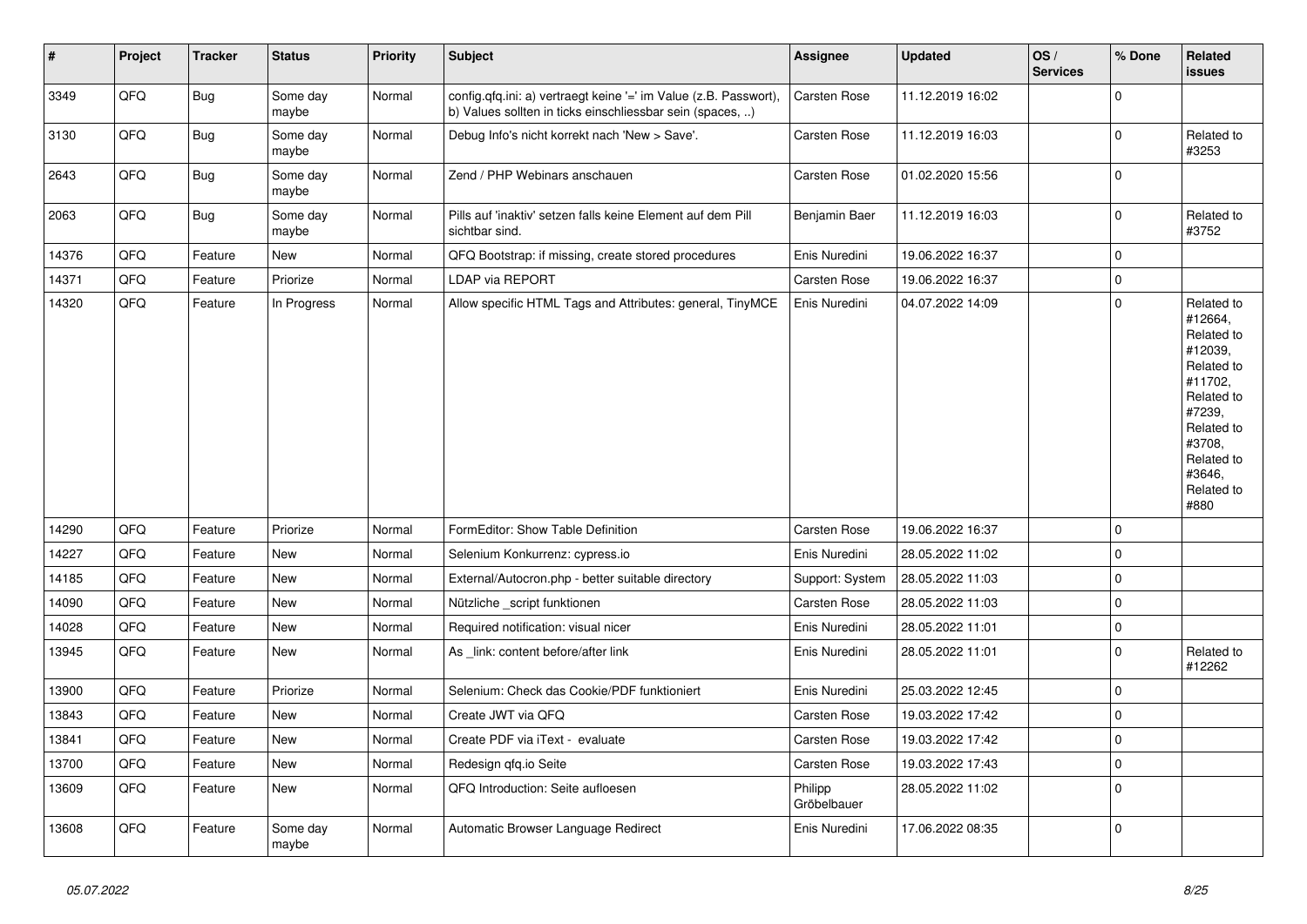| # | Project | Tracker | Status | Priority | Subject | Assignee | Updated | OS / Services | % Done | Related issues |
|---|---|---|---|---|---|---|---|---|---|---|
| 3349 | QFQ | Bug | Some day maybe | Normal | config.qfq.ini: a) vertraegt keine '=' im Value (z.B. Passwort), b) Values sollten in ticks einschliessbar sein (spaces, ..) | Carsten Rose | 11.12.2019 16:02 | | 0 | |
| 3130 | QFQ | Bug | Some day maybe | Normal | Debug Info's nicht korrekt nach 'New > Save'. | Carsten Rose | 11.12.2019 16:03 | | 0 | Related to #3253 |
| 2643 | QFQ | Bug | Some day maybe | Normal | Zend / PHP Webinars anschauen | Carsten Rose | 01.02.2020 15:56 | | 0 | |
| 2063 | QFQ | Bug | Some day maybe | Normal | Pills auf 'inaktiv' setzen falls keine Element auf dem Pill sichtbar sind. | Benjamin Baer | 11.12.2019 16:03 | | 0 | Related to #3752 |
| 14376 | QFQ | Feature | New | Normal | QFQ Bootstrap: if missing, create stored procedures | Enis Nuredini | 19.06.2022 16:37 | | 0 | |
| 14371 | QFQ | Feature | Priorize | Normal | LDAP via REPORT | Carsten Rose | 19.06.2022 16:37 | | 0 | |
| 14320 | QFQ | Feature | In Progress | Normal | Allow specific HTML Tags and Attributes: general, TinyMCE | Enis Nuredini | 04.07.2022 14:09 | | 0 | Related to #12664, Related to #12039, Related to #11702, Related to #7239, Related to #3708, Related to #3646, Related to #880 |
| 14290 | QFQ | Feature | Priorize | Normal | FormEditor: Show Table Definition | Carsten Rose | 19.06.2022 16:37 | | 0 | |
| 14227 | QFQ | Feature | New | Normal | Selenium Konkurrenz: cypress.io | Enis Nuredini | 28.05.2022 11:02 | | 0 | |
| 14185 | QFQ | Feature | New | Normal | External/Autocron.php - better suitable directory | Support: System | 28.05.2022 11:03 | | 0 | |
| 14090 | QFQ | Feature | New | Normal | Nützliche _script funktionen | Carsten Rose | 28.05.2022 11:03 | | 0 | |
| 14028 | QFQ | Feature | New | Normal | Required notification: visual nicer | Enis Nuredini | 28.05.2022 11:01 | | 0 | |
| 13945 | QFQ | Feature | New | Normal | As _link: content before/after link | Enis Nuredini | 28.05.2022 11:01 | | 0 | Related to #12262 |
| 13900 | QFQ | Feature | Priorize | Normal | Selenium: Check das Cookie/PDF funktioniert | Enis Nuredini | 25.03.2022 12:45 | | 0 | |
| 13843 | QFQ | Feature | New | Normal | Create JWT via QFQ | Carsten Rose | 19.03.2022 17:42 | | 0 | |
| 13841 | QFQ | Feature | New | Normal | Create PDF via iText - evaluate | Carsten Rose | 19.03.2022 17:42 | | 0 | |
| 13700 | QFQ | Feature | New | Normal | Redesign qfq.io Seite | Carsten Rose | 19.03.2022 17:43 | | 0 | |
| 13609 | QFQ | Feature | New | Normal | QFQ Introduction: Seite aufloesen | Philipp Gröbelbauer | 28.05.2022 11:02 | | 0 | |
| 13608 | QFQ | Feature | Some day maybe | Normal | Automatic Browser Language Redirect | Enis Nuredini | 17.06.2022 08:35 | | 0 | |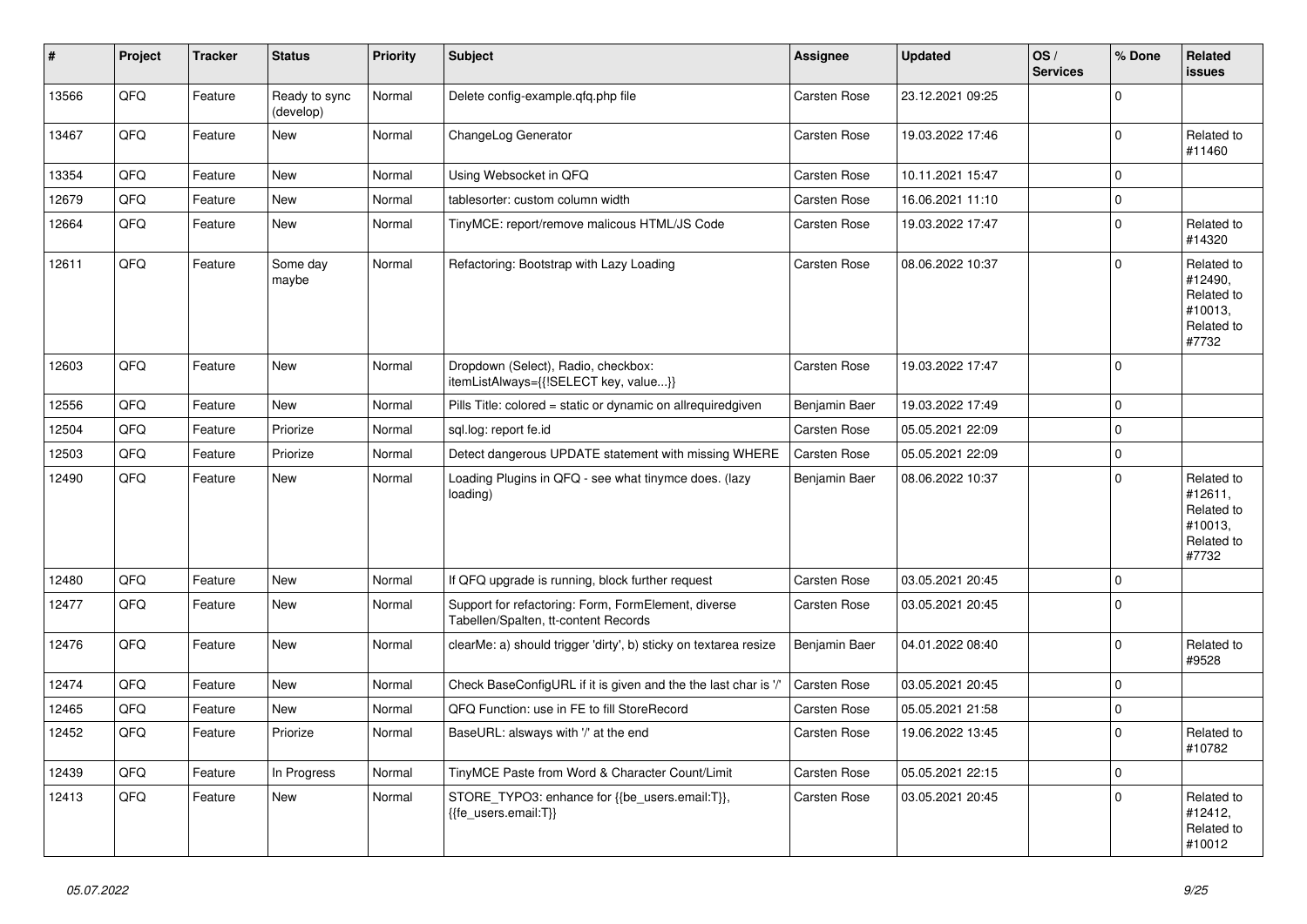| # | Project | Tracker | Status | Priority | Subject | Assignee | Updated | OS / Services | % Done | Related issues |
|---|---|---|---|---|---|---|---|---|---|---|
| 13566 | QFQ | Feature | Ready to sync (develop) | Normal | Delete config-example.qfq.php file | Carsten Rose | 23.12.2021 09:25 | | 0 | |
| 13467 | QFQ | Feature | New | Normal | ChangeLog Generator | Carsten Rose | 19.03.2022 17:46 | | 0 | Related to #11460 |
| 13354 | QFQ | Feature | New | Normal | Using Websocket in QFQ | Carsten Rose | 10.11.2021 15:47 | | 0 | |
| 12679 | QFQ | Feature | New | Normal | tablesorter: custom column width | Carsten Rose | 16.06.2021 11:10 | | 0 | |
| 12664 | QFQ | Feature | New | Normal | TinyMCE: report/remove malicous HTML/JS Code | Carsten Rose | 19.03.2022 17:47 | | 0 | Related to #14320 |
| 12611 | QFQ | Feature | Some day maybe | Normal | Refactoring: Bootstrap with Lazy Loading | Carsten Rose | 08.06.2022 10:37 | | 0 | Related to #12490, Related to #10013, Related to #7732 |
| 12603 | QFQ | Feature | New | Normal | Dropdown (Select), Radio, checkbox: itemListAlways={{!SELECT key, value...}} | Carsten Rose | 19.03.2022 17:47 | | 0 | |
| 12556 | QFQ | Feature | New | Normal | Pills Title: colored = static or dynamic on allrequiredgiven | Benjamin Baer | 19.03.2022 17:49 | | 0 | |
| 12504 | QFQ | Feature | Priorize | Normal | sql.log: report fe.id | Carsten Rose | 05.05.2021 22:09 | | 0 | |
| 12503 | QFQ | Feature | Priorize | Normal | Detect dangerous UPDATE statement with missing WHERE | Carsten Rose | 05.05.2021 22:09 | | 0 | |
| 12490 | QFQ | Feature | New | Normal | Loading Plugins in QFQ - see what tinymce does. (lazy loading) | Benjamin Baer | 08.06.2022 10:37 | | 0 | Related to #12611, Related to #10013, Related to #7732 |
| 12480 | QFQ | Feature | New | Normal | If QFQ upgrade is running, block further request | Carsten Rose | 03.05.2021 20:45 | | 0 | |
| 12477 | QFQ | Feature | New | Normal | Support for refactoring: Form, FormElement, diverse Tabellen/Spalten, tt-content Records | Carsten Rose | 03.05.2021 20:45 | | 0 | |
| 12476 | QFQ | Feature | New | Normal | clearMe: a) should trigger 'dirty', b) sticky on textarea resize | Benjamin Baer | 04.01.2022 08:40 | | 0 | Related to #9528 |
| 12474 | QFQ | Feature | New | Normal | Check BaseConfigURL if it is given and the the last char is '/' | Carsten Rose | 03.05.2021 20:45 | | 0 | |
| 12465 | QFQ | Feature | New | Normal | QFQ Function: use in FE to fill StoreRecord | Carsten Rose | 05.05.2021 21:58 | | 0 | |
| 12452 | QFQ | Feature | Priorize | Normal | BaseURL: alsways with '/' at the end | Carsten Rose | 19.06.2022 13:45 | | 0 | Related to #10782 |
| 12439 | QFQ | Feature | In Progress | Normal | TinyMCE Paste from Word & Character Count/Limit | Carsten Rose | 05.05.2021 22:15 | | 0 | |
| 12413 | QFQ | Feature | New | Normal | STORE_TYPO3: enhance for {{be_users.email:T}}, {{fe_users.email:T}} | Carsten Rose | 03.05.2021 20:45 | | 0 | Related to #12412, Related to #10012 |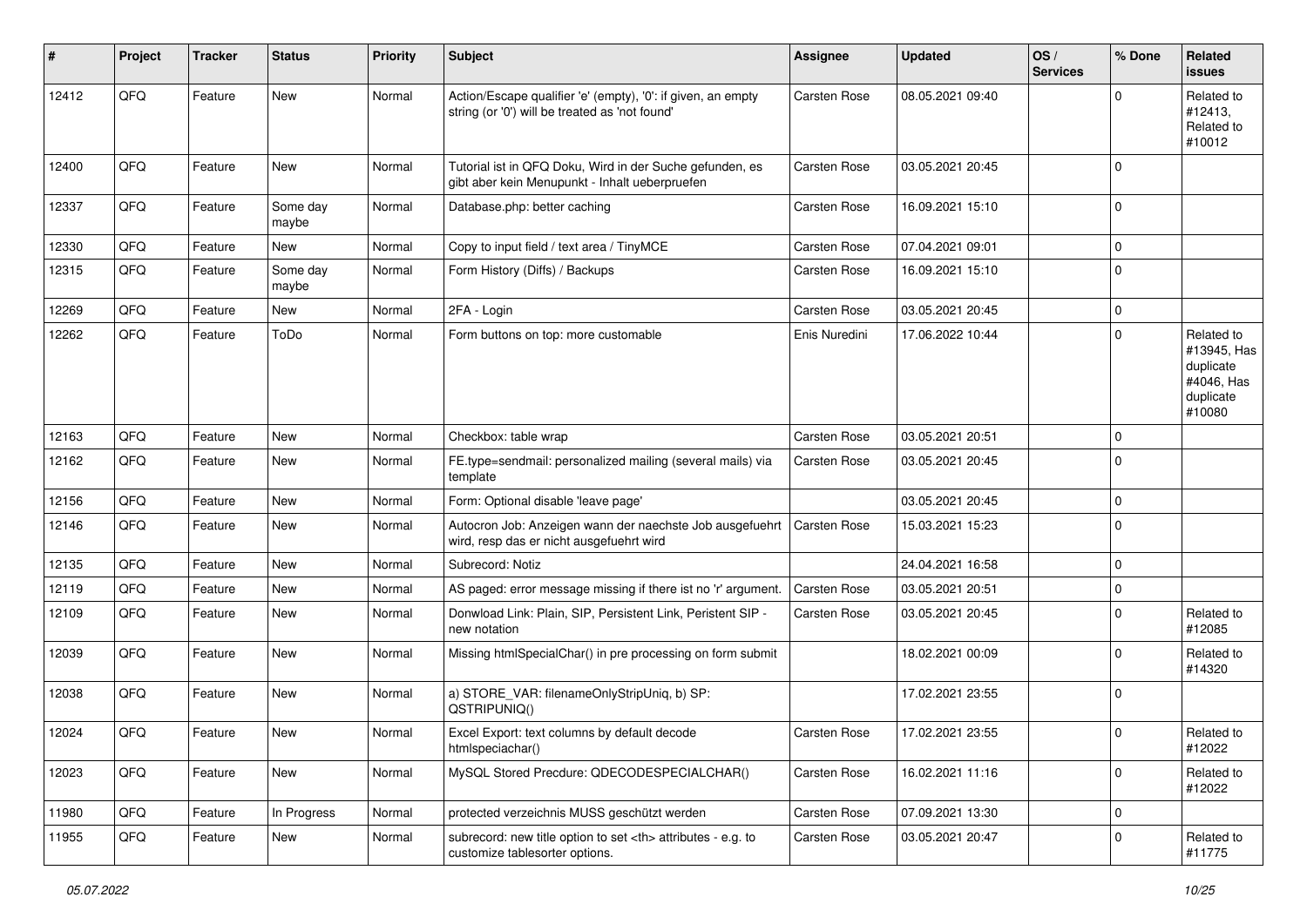| # | Project | Tracker | Status | Priority | Subject | Assignee | Updated | OS / Services | % Done | Related issues |
|---|---|---|---|---|---|---|---|---|---|---|
| 12412 | QFQ | Feature | New | Normal | Action/Escape qualifier 'e' (empty), '0': if given, an empty string (or '0') will be treated as 'not found' | Carsten Rose | 08.05.2021 09:40 | | 0 | Related to #12413, Related to #10012 |
| 12400 | QFQ | Feature | New | Normal | Tutorial ist in QFQ Doku, Wird in der Suche gefunden, es gibt aber kein Menupunkt - Inhalt ueberpruefen | Carsten Rose | 03.05.2021 20:45 | | 0 | |
| 12337 | QFQ | Feature | Some day maybe | Normal | Database.php: better caching | Carsten Rose | 16.09.2021 15:10 | | 0 | |
| 12330 | QFQ | Feature | New | Normal | Copy to input field / text area / TinyMCE | Carsten Rose | 07.04.2021 09:01 | | 0 | |
| 12315 | QFQ | Feature | Some day maybe | Normal | Form History (Diffs) / Backups | Carsten Rose | 16.09.2021 15:10 | | 0 | |
| 12269 | QFQ | Feature | New | Normal | 2FA - Login | Carsten Rose | 03.05.2021 20:45 | | 0 | |
| 12262 | QFQ | Feature | ToDo | Normal | Form buttons on top: more customable | Enis Nuredini | 17.06.2022 10:44 | | 0 | Related to #13945, Has duplicate #4046, Has duplicate #10080 |
| 12163 | QFQ | Feature | New | Normal | Checkbox: table wrap | Carsten Rose | 03.05.2021 20:51 | | 0 | |
| 12162 | QFQ | Feature | New | Normal | FE.type=sendmail: personalized mailing (several mails) via template | Carsten Rose | 03.05.2021 20:45 | | 0 | |
| 12156 | QFQ | Feature | New | Normal | Form: Optional disable 'leave page' | | 03.05.2021 20:45 | | 0 | |
| 12146 | QFQ | Feature | New | Normal | Autocron Job: Anzeigen wann der naechste Job ausgefuehrt wird, resp das er nicht ausgefuehrt wird | Carsten Rose | 15.03.2021 15:23 | | 0 | |
| 12135 | QFQ | Feature | New | Normal | Subrecord: Notiz | | 24.04.2021 16:58 | | 0 | |
| 12119 | QFQ | Feature | New | Normal | AS paged: error message missing if there ist no 'r' argument. | Carsten Rose | 03.05.2021 20:51 | | 0 | |
| 12109 | QFQ | Feature | New | Normal | Donwload Link: Plain, SIP, Persistent Link, Peristent SIP - new notation | Carsten Rose | 03.05.2021 20:45 | | 0 | Related to #12085 |
| 12039 | QFQ | Feature | New | Normal | Missing htmlSpecialChar() in pre processing on form submit | | 18.02.2021 00:09 | | 0 | Related to #14320 |
| 12038 | QFQ | Feature | New | Normal | a) STORE_VAR: filenameOnlyStripUniq, b) SP: QSTRIPUNIQ() | | 17.02.2021 23:55 | | 0 | |
| 12024 | QFQ | Feature | New | Normal | Excel Export: text columns by default decode htmlspeciachar() | Carsten Rose | 17.02.2021 23:55 | | 0 | Related to #12022 |
| 12023 | QFQ | Feature | New | Normal | MySQL Stored Precdure: QDECODESPECIALCHAR() | Carsten Rose | 16.02.2021 11:16 | | 0 | Related to #12022 |
| 11980 | QFQ | Feature | In Progress | Normal | protected verzeichnis MUSS geschützt werden | Carsten Rose | 07.09.2021 13:30 | | 0 | |
| 11955 | QFQ | Feature | New | Normal | subrecord: new title option to set <th> attributes - e.g. to customize tablesorter options. | Carsten Rose | 03.05.2021 20:47 | | 0 | Related to #11775 |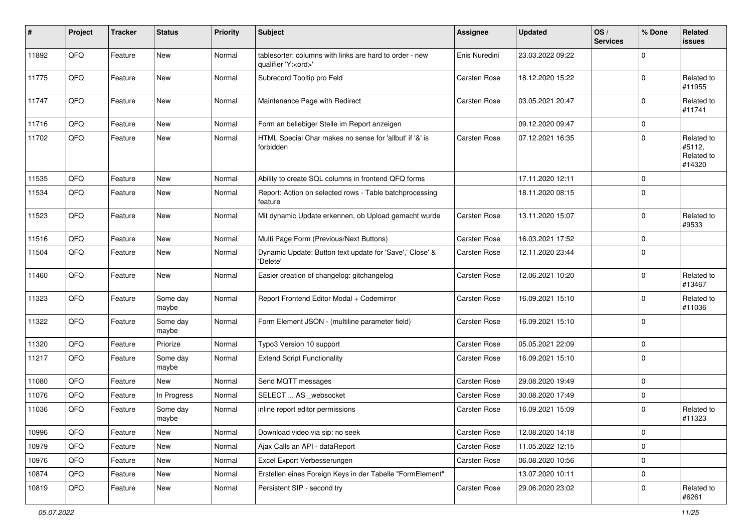| # | Project | Tracker | Status | Priority | Subject | Assignee | Updated | OS / Services | % Done | Related issues |
|---|---|---|---|---|---|---|---|---|---|---|
| 11892 | QFQ | Feature | New | Normal | tablesorter: columns with links are hard to order - new qualifier 'Y:<ord>' | Enis Nuredini | 23.03.2022 09:22 | | 0 | |
| 11775 | QFQ | Feature | New | Normal | Subrecord Tooltip pro Feld | Carsten Rose | 18.12.2020 15:22 | | 0 | Related to #11955 |
| 11747 | QFQ | Feature | New | Normal | Maintenance Page with Redirect | Carsten Rose | 03.05.2021 20:47 | | 0 | Related to #11741 |
| 11716 | QFQ | Feature | New | Normal | Form an beliebiger Stelle im Report anzeigen | | 09.12.2020 09:47 | | 0 | |
| 11702 | QFQ | Feature | New | Normal | HTML Special Char makes no sense for 'allbut' if '&' is forbidden | Carsten Rose | 07.12.2021 16:35 | | 0 | Related to #5112, Related to #14320 |
| 11535 | QFQ | Feature | New | Normal | Ability to create SQL columns in frontend QFQ forms | | 17.11.2020 12:11 | | 0 | |
| 11534 | QFQ | Feature | New | Normal | Report: Action on selected rows - Table batchprocessing feature | | 18.11.2020 08:15 | | 0 | |
| 11523 | QFQ | Feature | New | Normal | Mit dynamic Update erkennen, ob Upload gemacht wurde | Carsten Rose | 13.11.2020 15:07 | | 0 | Related to #9533 |
| 11516 | QFQ | Feature | New | Normal | Multi Page Form (Previous/Next Buttons) | Carsten Rose | 16.03.2021 17:52 | | 0 | |
| 11504 | QFQ | Feature | New | Normal | Dynamic Update: Button text update for 'Save',' Close' & 'Delete' | Carsten Rose | 12.11.2020 23:44 | | 0 | |
| 11460 | QFQ | Feature | New | Normal | Easier creation of changelog: gitchangelog | Carsten Rose | 12.06.2021 10:20 | | 0 | Related to #13467 |
| 11323 | QFQ | Feature | Some day maybe | Normal | Report Frontend Editor Modal + Codemirror | Carsten Rose | 16.09.2021 15:10 | | 0 | Related to #11036 |
| 11322 | QFQ | Feature | Some day maybe | Normal | Form Element JSON - (multiline parameter field) | Carsten Rose | 16.09.2021 15:10 | | 0 | |
| 11320 | QFQ | Feature | Priorize | Normal | Typo3 Version 10 support | Carsten Rose | 05.05.2021 22:09 | | 0 | |
| 11217 | QFQ | Feature | Some day maybe | Normal | Extend Script Functionality | Carsten Rose | 16.09.2021 15:10 | | 0 | |
| 11080 | QFQ | Feature | New | Normal | Send MQTT messages | Carsten Rose | 29.08.2020 19:49 | | 0 | |
| 11076 | QFQ | Feature | In Progress | Normal | SELECT ... AS _websocket | Carsten Rose | 30.08.2020 17:49 | | 0 | |
| 11036 | QFQ | Feature | Some day maybe | Normal | inline report editor permissions | Carsten Rose | 16.09.2021 15:09 | | 0 | Related to #11323 |
| 10996 | QFQ | Feature | New | Normal | Download video via sip: no seek | Carsten Rose | 12.08.2020 14:18 | | 0 | |
| 10979 | QFQ | Feature | New | Normal | Ajax Calls an API - dataReport | Carsten Rose | 11.05.2022 12:15 | | 0 | |
| 10976 | QFQ | Feature | New | Normal | Excel Export Verbesserungen | Carsten Rose | 06.08.2020 10:56 | | 0 | |
| 10874 | QFQ | Feature | New | Normal | Erstellen eines Foreign Keys in der Tabelle "FormElement" | | 13.07.2020 10:11 | | 0 | |
| 10819 | QFQ | Feature | New | Normal | Persistent SIP - second try | Carsten Rose | 29.06.2020 23:02 | | 0 | Related to #6261 |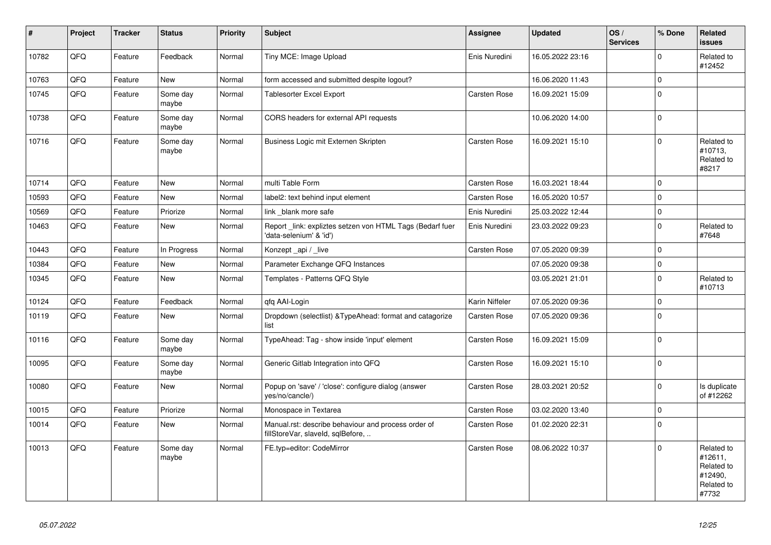| # | Project | Tracker | Status | Priority | Subject | Assignee | Updated | OS / Services | % Done | Related issues |
|---|---|---|---|---|---|---|---|---|---|---|
| 10782 | QFQ | Feature | Feedback | Normal | Tiny MCE: Image Upload | Enis Nuredini | 16.05.2022 23:16 | | 0 | Related to #12452 |
| 10763 | QFQ | Feature | New | Normal | form accessed and submitted despite logout? | | 16.06.2020 11:43 | | 0 | |
| 10745 | QFQ | Feature | Some day maybe | Normal | Tablesorter Excel Export | Carsten Rose | 16.09.2021 15:09 | | 0 | |
| 10738 | QFQ | Feature | Some day maybe | Normal | CORS headers for external API requests | | 10.06.2020 14:00 | | 0 | |
| 10716 | QFQ | Feature | Some day maybe | Normal | Business Logic mit Externen Skripten | Carsten Rose | 16.09.2021 15:10 | | 0 | Related to #10713, Related to #8217 |
| 10714 | QFQ | Feature | New | Normal | multi Table Form | Carsten Rose | 16.03.2021 18:44 | | 0 | |
| 10593 | QFQ | Feature | New | Normal | label2: text behind input element | Carsten Rose | 16.05.2020 10:57 | | 0 | |
| 10569 | QFQ | Feature | Priorize | Normal | link _blank more safe | Enis Nuredini | 25.03.2022 12:44 | | 0 | |
| 10463 | QFQ | Feature | New | Normal | Report _link: expliztes setzen von HTML Tags (Bedarf fuer 'data-selenium' & 'id') | Enis Nuredini | 23.03.2022 09:23 | | 0 | Related to #7648 |
| 10443 | QFQ | Feature | In Progress | Normal | Konzept _api / _live | Carsten Rose | 07.05.2020 09:39 | | 0 | |
| 10384 | QFQ | Feature | New | Normal | Parameter Exchange QFQ Instances | | 07.05.2020 09:38 | | 0 | |
| 10345 | QFQ | Feature | New | Normal | Templates - Patterns QFQ Style | | 03.05.2021 21:01 | | 0 | Related to #10713 |
| 10124 | QFQ | Feature | Feedback | Normal | qfq AAI-Login | Karin Niffeler | 07.05.2020 09:36 | | 0 | |
| 10119 | QFQ | Feature | New | Normal | Dropdown (selectlist) &TypeAhead: format and catagorize list | Carsten Rose | 07.05.2020 09:36 | | 0 | |
| 10116 | QFQ | Feature | Some day maybe | Normal | TypeAhead: Tag - show inside 'input' element | Carsten Rose | 16.09.2021 15:09 | | 0 | |
| 10095 | QFQ | Feature | Some day maybe | Normal | Generic Gitlab Integration into QFQ | Carsten Rose | 16.09.2021 15:10 | | 0 | |
| 10080 | QFQ | Feature | New | Normal | Popup on 'save' / 'close': configure dialog (answer yes/no/cancle/) | Carsten Rose | 28.03.2021 20:52 | | 0 | Is duplicate of #12262 |
| 10015 | QFQ | Feature | Priorize | Normal | Monospace in Textarea | Carsten Rose | 03.02.2020 13:40 | | 0 | |
| 10014 | QFQ | Feature | New | Normal | Manual.rst: describe behaviour and process order of fillStoreVar, slaveId, sqlBefore, .. | Carsten Rose | 01.02.2020 22:31 | | 0 | |
| 10013 | QFQ | Feature | Some day maybe | Normal | FE.typ=editor: CodeMirror | Carsten Rose | 08.06.2022 10:37 | | 0 | Related to #12611, Related to #12490, Related to #7732 |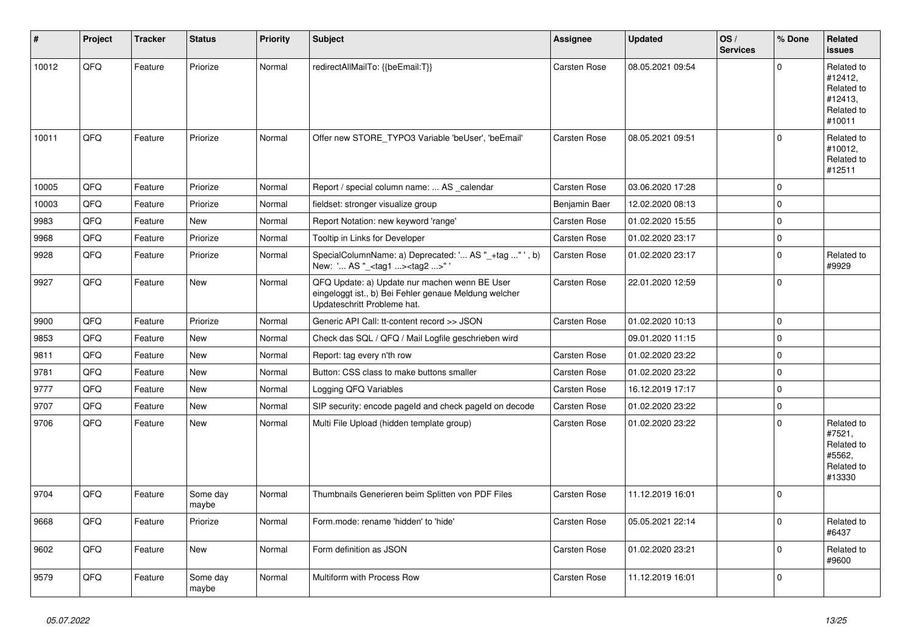| # | Project | Tracker | Status | Priority | Subject | Assignee | Updated | OS / Services | % Done | Related issues |
|---|---|---|---|---|---|---|---|---|---|---|
| 10012 | QFQ | Feature | Priorize | Normal | redirectAllMailTo: {{beEmail:T}} | Carsten Rose | 08.05.2021 09:54 | | 0 | Related to #12412, Related to #12413, Related to #10011 |
| 10011 | QFQ | Feature | Priorize | Normal | Offer new STORE_TYPO3 Variable 'beUser', 'beEmail' | Carsten Rose | 08.05.2021 09:51 | | 0 | Related to #10012, Related to #12511 |
| 10005 | QFQ | Feature | Priorize | Normal | Report / special column name: ... AS _calendar | Carsten Rose | 03.06.2020 17:28 | | 0 | |
| 10003 | QFQ | Feature | Priorize | Normal | fieldset: stronger visualize group | Benjamin Baer | 12.02.2020 08:13 | | 0 | |
| 9983 | QFQ | Feature | New | Normal | Report Notation: new keyword 'range' | Carsten Rose | 01.02.2020 15:55 | | 0 | |
| 9968 | QFQ | Feature | Priorize | Normal | Tooltip in Links for Developer | Carsten Rose | 01.02.2020 23:17 | | 0 | |
| 9928 | QFQ | Feature | Priorize | Normal | SpecialColumnName: a) Deprecated: '... AS "_+tag ..." ', b) New: '... AS "_<tag1 ...><tag2 ...>" ' | Carsten Rose | 01.02.2020 23:17 | | 0 | Related to #9929 |
| 9927 | QFQ | Feature | New | Normal | QFQ Update: a) Update nur machen wenn BE User eingeloggt ist., b) Bei Fehler genaue Meldung welcher Updateschritt Probleme hat. | Carsten Rose | 22.01.2020 12:59 | | 0 | |
| 9900 | QFQ | Feature | Priorize | Normal | Generic API Call: tt-content record >> JSON | Carsten Rose | 01.02.2020 10:13 | | 0 | |
| 9853 | QFQ | Feature | New | Normal | Check das SQL / QFQ / Mail Logfile geschrieben wird | | 09.01.2020 11:15 | | 0 | |
| 9811 | QFQ | Feature | New | Normal | Report: tag every n'th row | Carsten Rose | 01.02.2020 23:22 | | 0 | |
| 9781 | QFQ | Feature | New | Normal | Button: CSS class to make buttons smaller | Carsten Rose | 01.02.2020 23:22 | | 0 | |
| 9777 | QFQ | Feature | New | Normal | Logging QFQ Variables | Carsten Rose | 16.12.2019 17:17 | | 0 | |
| 9707 | QFQ | Feature | New | Normal | SIP security: encode pageId and check pageId on decode | Carsten Rose | 01.02.2020 23:22 | | 0 | |
| 9706 | QFQ | Feature | New | Normal | Multi File Upload (hidden template group) | Carsten Rose | 01.02.2020 23:22 | | 0 | Related to #7521, Related to #5562, Related to #13330 |
| 9704 | QFQ | Feature | Some day maybe | Normal | Thumbnails Generieren beim Splitten von PDF Files | Carsten Rose | 11.12.2019 16:01 | | 0 | |
| 9668 | QFQ | Feature | Priorize | Normal | Form.mode: rename 'hidden' to 'hide' | Carsten Rose | 05.05.2021 22:14 | | 0 | Related to #6437 |
| 9602 | QFQ | Feature | New | Normal | Form definition as JSON | Carsten Rose | 01.02.2020 23:21 | | 0 | Related to #9600 |
| 9579 | QFQ | Feature | Some day maybe | Normal | Multiform with Process Row | Carsten Rose | 11.12.2019 16:01 | | 0 | |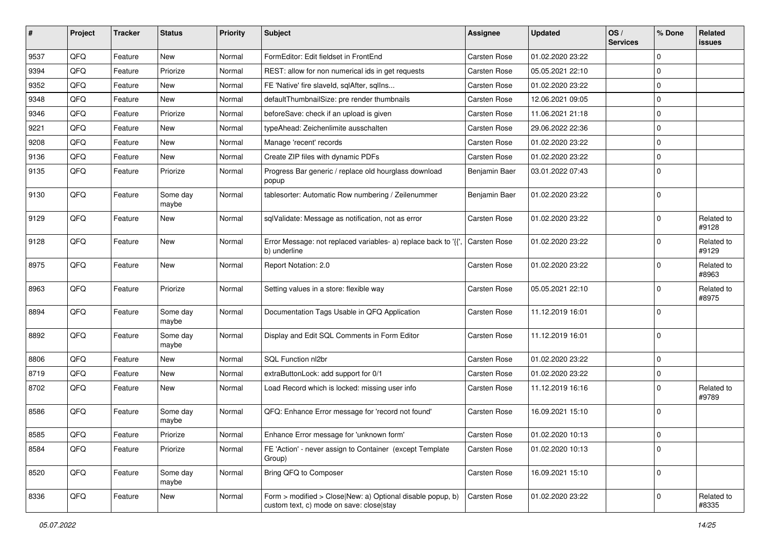| # | Project | Tracker | Status | Priority | Subject | Assignee | Updated | OS / Services | % Done | Related issues |
|---|---|---|---|---|---|---|---|---|---|---|
| 9537 | QFQ | Feature | New | Normal | FormEditor: Edit fieldset in FrontEnd | Carsten Rose | 01.02.2020 23:22 | | 0 | |
| 9394 | QFQ | Feature | Priorize | Normal | REST: allow for non numerical ids in get requests | Carsten Rose | 05.05.2021 22:10 | | 0 | |
| 9352 | QFQ | Feature | New | Normal | FE 'Native' fire slaveId, sqlAfter, sqlIns... | Carsten Rose | 01.02.2020 23:22 | | 0 | |
| 9348 | QFQ | Feature | New | Normal | defaultThumbnailSize: pre render thumbnails | Carsten Rose | 12.06.2021 09:05 | | 0 | |
| 9346 | QFQ | Feature | Priorize | Normal | beforeSave: check if an upload is given | Carsten Rose | 11.06.2021 21:18 | | 0 | |
| 9221 | QFQ | Feature | New | Normal | typeAhead: Zeichenlimite ausschalten | Carsten Rose | 29.06.2022 22:36 | | 0 | |
| 9208 | QFQ | Feature | New | Normal | Manage 'recent' records | Carsten Rose | 01.02.2020 23:22 | | 0 | |
| 9136 | QFQ | Feature | New | Normal | Create ZIP files with dynamic PDFs | Carsten Rose | 01.02.2020 23:22 | | 0 | |
| 9135 | QFQ | Feature | Priorize | Normal | Progress Bar generic / replace old hourglass download popup | Benjamin Baer | 03.01.2022 07:43 | | 0 | |
| 9130 | QFQ | Feature | Some day maybe | Normal | tablesorter: Automatic Row numbering / Zeilenummer | Benjamin Baer | 01.02.2020 23:22 | | 0 | |
| 9129 | QFQ | Feature | New | Normal | sqlValidate: Message as notification, not as error | Carsten Rose | 01.02.2020 23:22 | | 0 | Related to #9128 |
| 9128 | QFQ | Feature | New | Normal | Error Message: not replaced variables- a) replace back to '{{', b) underline | Carsten Rose | 01.02.2020 23:22 | | 0 | Related to #9129 |
| 8975 | QFQ | Feature | New | Normal | Report Notation: 2.0 | Carsten Rose | 01.02.2020 23:22 | | 0 | Related to #8963 |
| 8963 | QFQ | Feature | Priorize | Normal | Setting values in a store: flexible way | Carsten Rose | 05.05.2021 22:10 | | 0 | Related to #8975 |
| 8894 | QFQ | Feature | Some day maybe | Normal | Documentation Tags Usable in QFQ Application | Carsten Rose | 11.12.2019 16:01 | | 0 | |
| 8892 | QFQ | Feature | Some day maybe | Normal | Display and Edit SQL Comments in Form Editor | Carsten Rose | 11.12.2019 16:01 | | 0 | |
| 8806 | QFQ | Feature | New | Normal | SQL Function nl2br | Carsten Rose | 01.02.2020 23:22 | | 0 | |
| 8719 | QFQ | Feature | New | Normal | extraButtonLock: add support for 0/1 | Carsten Rose | 01.02.2020 23:22 | | 0 | |
| 8702 | QFQ | Feature | New | Normal | Load Record which is locked: missing user info | Carsten Rose | 11.12.2019 16:16 | | 0 | Related to #9789 |
| 8586 | QFQ | Feature | Some day maybe | Normal | QFQ: Enhance Error message for 'record not found' | Carsten Rose | 16.09.2021 15:10 | | 0 | |
| 8585 | QFQ | Feature | Priorize | Normal | Enhance Error message for 'unknown form' | Carsten Rose | 01.02.2020 10:13 | | 0 | |
| 8584 | QFQ | Feature | Priorize | Normal | FE 'Action' - never assign to Container (except Template Group) | Carsten Rose | 01.02.2020 10:13 | | 0 | |
| 8520 | QFQ | Feature | Some day maybe | Normal | Bring QFQ to Composer | Carsten Rose | 16.09.2021 15:10 | | 0 | |
| 8336 | QFQ | Feature | New | Normal | Form > modified > Close\|New: a) Optional disable popup, b) custom text, c) mode on save: close\|stay | Carsten Rose | 01.02.2020 23:22 | | 0 | Related to #8335 |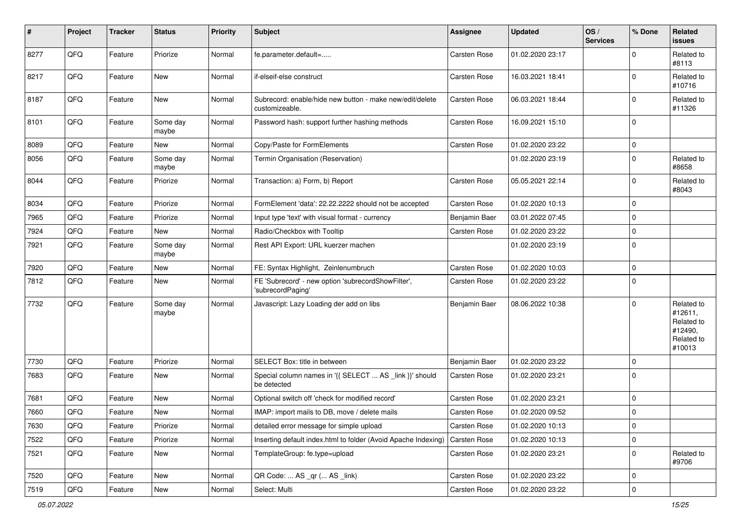| # | Project | Tracker | Status | Priority | Subject | Assignee | Updated | OS / Services | % Done | Related issues |
|---|---|---|---|---|---|---|---|---|---|---|
| 8277 | QFQ | Feature | Priorize | Normal | fe.parameter.default=..... | Carsten Rose | 01.02.2020 23:17 | | 0 | Related to #8113 |
| 8217 | QFQ | Feature | New | Normal | if-elseif-else construct | Carsten Rose | 16.03.2021 18:41 | | 0 | Related to #10716 |
| 8187 | QFQ | Feature | New | Normal | Subrecord: enable/hide new button - make new/edit/delete customizeable. | Carsten Rose | 06.03.2021 18:44 | | 0 | Related to #11326 |
| 8101 | QFQ | Feature | Some day maybe | Normal | Password hash: support further hashing methods | Carsten Rose | 16.09.2021 15:10 | | 0 | |
| 8089 | QFQ | Feature | New | Normal | Copy/Paste for FormElements | Carsten Rose | 01.02.2020 23:22 | | 0 | |
| 8056 | QFQ | Feature | Some day maybe | Normal | Termin Organisation (Reservation) | | 01.02.2020 23:19 | | 0 | Related to #8658 |
| 8044 | QFQ | Feature | Priorize | Normal | Transaction: a) Form, b) Report | Carsten Rose | 05.05.2021 22:14 | | 0 | Related to #8043 |
| 8034 | QFQ | Feature | Priorize | Normal | FormElement 'data': 22.22.2222 should not be accepted | Carsten Rose | 01.02.2020 10:13 | | 0 | |
| 7965 | QFQ | Feature | Priorize | Normal | Input type 'text' with visual format - currency | Benjamin Baer | 03.01.2022 07:45 | | 0 | |
| 7924 | QFQ | Feature | New | Normal | Radio/Checkbox with Tooltip | Carsten Rose | 01.02.2020 23:22 | | 0 | |
| 7921 | QFQ | Feature | Some day maybe | Normal | Rest API Export: URL kuerzer machen | | 01.02.2020 23:19 | | 0 | |
| 7920 | QFQ | Feature | New | Normal | FE: Syntax Highlight, Zeinlenumbruch | Carsten Rose | 01.02.2020 10:03 | | 0 | |
| 7812 | QFQ | Feature | New | Normal | FE 'Subrecord' - new option 'subrecordShowFilter', 'subrecordPaging' | Carsten Rose | 01.02.2020 23:22 | | 0 | |
| 7732 | QFQ | Feature | Some day maybe | Normal | Javascript: Lazy Loading der add on libs | Benjamin Baer | 08.06.2022 10:38 | | 0 | Related to #12611, Related to #12490, Related to #10013 |
| 7730 | QFQ | Feature | Priorize | Normal | SELECT Box: title in between | Benjamin Baer | 01.02.2020 23:22 | | 0 | |
| 7683 | QFQ | Feature | New | Normal | Special column names in '{{ SELECT ... AS _link }}' should be detected | Carsten Rose | 01.02.2020 23:21 | | 0 | |
| 7681 | QFQ | Feature | New | Normal | Optional switch off 'check for modified record' | Carsten Rose | 01.02.2020 23:21 | | 0 | |
| 7660 | QFQ | Feature | New | Normal | IMAP: import mails to DB, move / delete mails | Carsten Rose | 01.02.2020 09:52 | | 0 | |
| 7630 | QFQ | Feature | Priorize | Normal | detailed error message for simple upload | Carsten Rose | 01.02.2020 10:13 | | 0 | |
| 7522 | QFQ | Feature | Priorize | Normal | Inserting default index.html to folder (Avoid Apache Indexing) | Carsten Rose | 01.02.2020 10:13 | | 0 | |
| 7521 | QFQ | Feature | New | Normal | TemplateGroup: fe.type=upload | Carsten Rose | 01.02.2020 23:21 | | 0 | Related to #9706 |
| 7520 | QFQ | Feature | New | Normal | QR Code: ... AS _qr ( ... AS _link) | Carsten Rose | 01.02.2020 23:22 | | 0 | |
| 7519 | QFQ | Feature | New | Normal | Select: Multi | Carsten Rose | 01.02.2020 23:22 | | 0 | |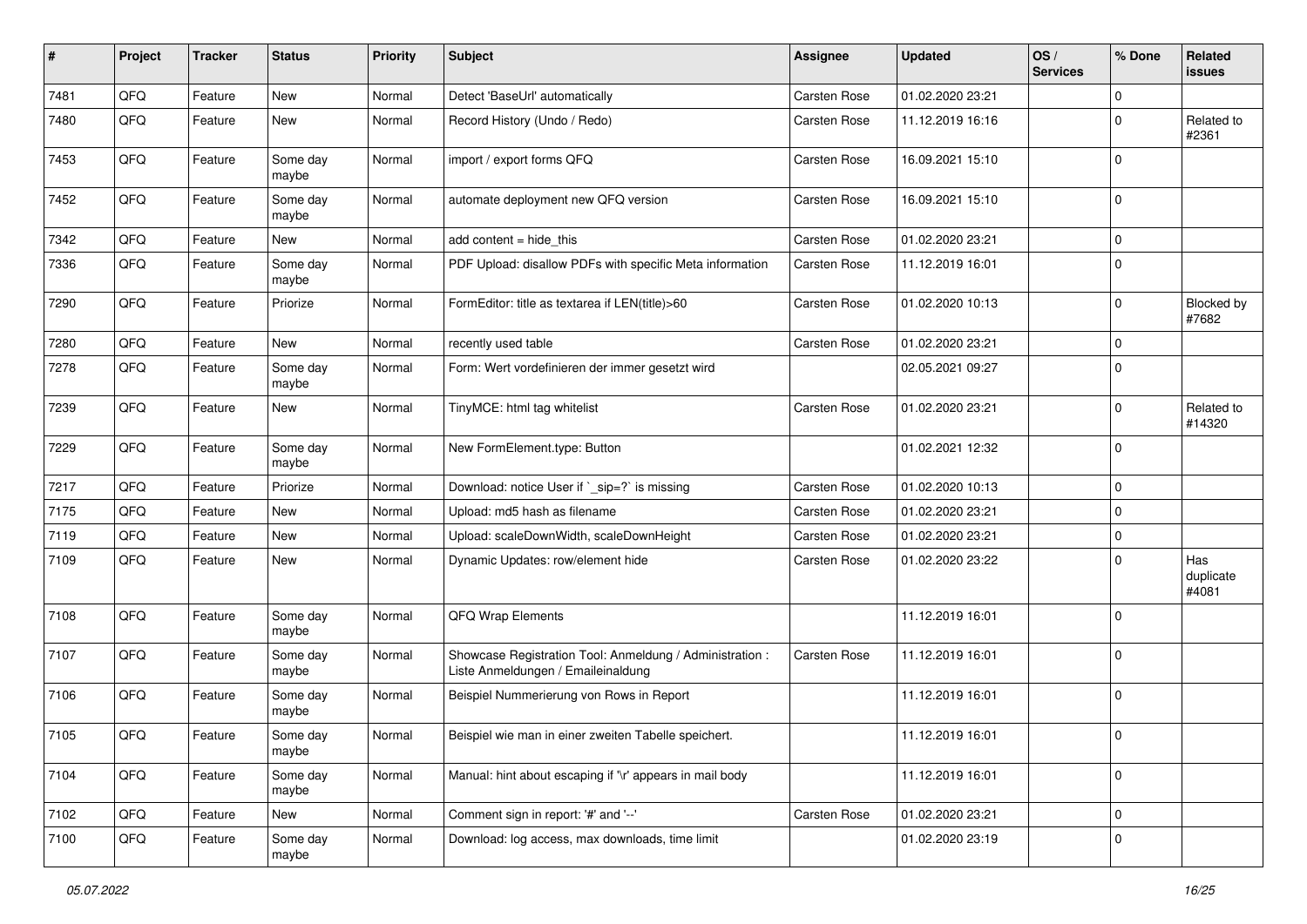| # | Project | Tracker | Status | Priority | Subject | Assignee | Updated | OS / Services | % Done | Related issues |
|---|---|---|---|---|---|---|---|---|---|---|
| 7481 | QFQ | Feature | New | Normal | Detect 'BaseUrl' automatically | Carsten Rose | 01.02.2020 23:21 | | 0 | |
| 7480 | QFQ | Feature | New | Normal | Record History (Undo / Redo) | Carsten Rose | 11.12.2019 16:16 | | 0 | Related to #2361 |
| 7453 | QFQ | Feature | Some day maybe | Normal | import / export forms QFQ | Carsten Rose | 16.09.2021 15:10 | | 0 | |
| 7452 | QFQ | Feature | Some day maybe | Normal | automate deployment new QFQ version | Carsten Rose | 16.09.2021 15:10 | | 0 | |
| 7342 | QFQ | Feature | New | Normal | add content = hide_this | Carsten Rose | 01.02.2020 23:21 | | 0 | |
| 7336 | QFQ | Feature | Some day maybe | Normal | PDF Upload: disallow PDFs with specific Meta information | Carsten Rose | 11.12.2019 16:01 | | 0 | |
| 7290 | QFQ | Feature | Priorize | Normal | FormEditor: title as textarea if LEN(title)>60 | Carsten Rose | 01.02.2020 10:13 | | 0 | Blocked by #7682 |
| 7280 | QFQ | Feature | New | Normal | recently used table | Carsten Rose | 01.02.2020 23:21 | | 0 | |
| 7278 | QFQ | Feature | Some day maybe | Normal | Form: Wert vordefinieren der immer gesetzt wird | | 02.05.2021 09:27 | | 0 | |
| 7239 | QFQ | Feature | New | Normal | TinyMCE: html tag whitelist | Carsten Rose | 01.02.2020 23:21 | | 0 | Related to #14320 |
| 7229 | QFQ | Feature | Some day maybe | Normal | New FormElement.type: Button | | 01.02.2021 12:32 | | 0 | |
| 7217 | QFQ | Feature | Priorize | Normal | Download: notice User if `_sip=?` is missing | Carsten Rose | 01.02.2020 10:13 | | 0 | |
| 7175 | QFQ | Feature | New | Normal | Upload: md5 hash as filename | Carsten Rose | 01.02.2020 23:21 | | 0 | |
| 7119 | QFQ | Feature | New | Normal | Upload: scaleDownWidth, scaleDownHeight | Carsten Rose | 01.02.2020 23:21 | | 0 | |
| 7109 | QFQ | Feature | New | Normal | Dynamic Updates: row/element hide | Carsten Rose | 01.02.2020 23:22 | | 0 | Has duplicate #4081 |
| 7108 | QFQ | Feature | Some day maybe | Normal | QFQ Wrap Elements | | 11.12.2019 16:01 | | 0 | |
| 7107 | QFQ | Feature | Some day maybe | Normal | Showcase Registration Tool: Anmeldung / Administration : Liste Anmeldungen / Emaileinaldung | Carsten Rose | 11.12.2019 16:01 | | 0 | |
| 7106 | QFQ | Feature | Some day maybe | Normal | Beispiel Nummerierung von Rows in Report | | 11.12.2019 16:01 | | 0 | |
| 7105 | QFQ | Feature | Some day maybe | Normal | Beispiel wie man in einer zweiten Tabelle speichert. | | 11.12.2019 16:01 | | 0 | |
| 7104 | QFQ | Feature | Some day maybe | Normal | Manual: hint about escaping if '\r' appears in mail body | | 11.12.2019 16:01 | | 0 | |
| 7102 | QFQ | Feature | New | Normal | Comment sign in report: '#' and '--' | Carsten Rose | 01.02.2020 23:21 | | 0 | |
| 7100 | QFQ | Feature | Some day maybe | Normal | Download: log access, max downloads, time limit | | 01.02.2020 23:19 | | 0 | |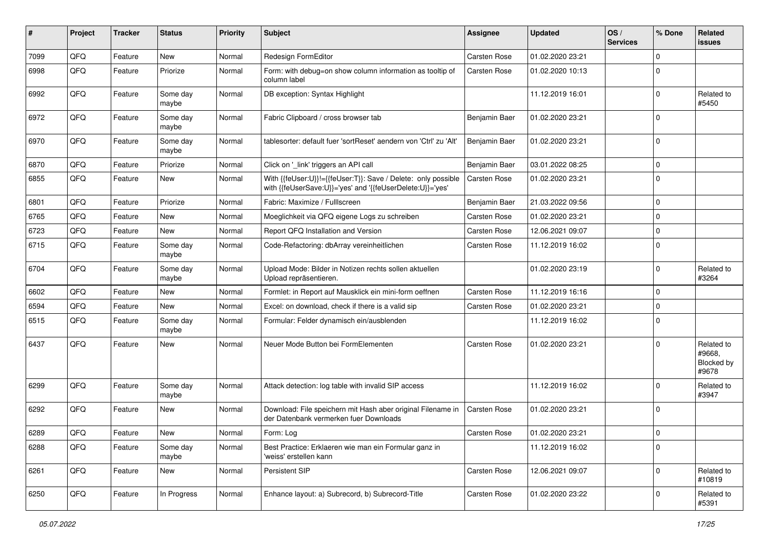| # | Project | Tracker | Status | Priority | Subject | Assignee | Updated | OS / Services | % Done | Related issues |
|---|---|---|---|---|---|---|---|---|---|---|
| 7099 | QFQ | Feature | New | Normal | Redesign FormEditor | Carsten Rose | 01.02.2020 23:21 | | 0 | |
| 6998 | QFQ | Feature | Priorize | Normal | Form: with debug=on show column information as tooltip of column label | Carsten Rose | 01.02.2020 10:13 | | 0 | |
| 6992 | QFQ | Feature | Some day maybe | Normal | DB exception: Syntax Highlight | | 11.12.2019 16:01 | | 0 | Related to #5450 |
| 6972 | QFQ | Feature | Some day maybe | Normal | Fabric Clipboard / cross browser tab | Benjamin Baer | 01.02.2020 23:21 | | 0 | |
| 6970 | QFQ | Feature | Some day maybe | Normal | tablesorter: default fuer 'sortReset' aendern von 'Ctrl' zu 'Alt' | Benjamin Baer | 01.02.2020 23:21 | | 0 | |
| 6870 | QFQ | Feature | Priorize | Normal | Click on '_link' triggers an API call | Benjamin Baer | 03.01.2022 08:25 | | 0 | |
| 6855 | QFQ | Feature | New | Normal | With {{feUser:U}}!={{feUser:T}}: Save / Delete: only possible with {{feUserSave:U}}='yes' and '{{feUserDelete:U}}='yes' | Carsten Rose | 01.02.2020 23:21 | | 0 | |
| 6801 | QFQ | Feature | Priorize | Normal | Fabric: Maximize / Fulllscreen | Benjamin Baer | 21.03.2022 09:56 | | 0 | |
| 6765 | QFQ | Feature | New | Normal | Moeglichkeit via QFQ eigene Logs zu schreiben | Carsten Rose | 01.02.2020 23:21 | | 0 | |
| 6723 | QFQ | Feature | New | Normal | Report QFQ Installation and Version | Carsten Rose | 12.06.2021 09:07 | | 0 | |
| 6715 | QFQ | Feature | Some day maybe | Normal | Code-Refactoring: dbArray vereinheitlichen | Carsten Rose | 11.12.2019 16:02 | | 0 | |
| 6704 | QFQ | Feature | Some day maybe | Normal | Upload Mode: Bilder in Notizen rechts sollen aktuellen Upload repräsentieren. | | 01.02.2020 23:19 | | 0 | Related to #3264 |
| 6602 | QFQ | Feature | New | Normal | Formlet: in Report auf Mausklick ein mini-form oeffnen | Carsten Rose | 11.12.2019 16:16 | | 0 | |
| 6594 | QFQ | Feature | New | Normal | Excel: on download, check if there is a valid sip | Carsten Rose | 01.02.2020 23:21 | | 0 | |
| 6515 | QFQ | Feature | Some day maybe | Normal | Formular: Felder dynamisch ein/ausblenden | | 11.12.2019 16:02 | | 0 | |
| 6437 | QFQ | Feature | New | Normal | Neuer Mode Button bei FormElementen | Carsten Rose | 01.02.2020 23:21 | | 0 | Related to #9668, Blocked by #9678 |
| 6299 | QFQ | Feature | Some day maybe | Normal | Attack detection: log table with invalid SIP access | | 11.12.2019 16:02 | | 0 | Related to #3947 |
| 6292 | QFQ | Feature | New | Normal | Download: File speichern mit Hash aber original Filename in der Datenbank vermerken fuer Downloads | Carsten Rose | 01.02.2020 23:21 | | 0 | |
| 6289 | QFQ | Feature | New | Normal | Form: Log | Carsten Rose | 01.02.2020 23:21 | | 0 | |
| 6288 | QFQ | Feature | Some day maybe | Normal | Best Practice: Erklaeren wie man ein Formular ganz in 'weiss' erstellen kann | | 11.12.2019 16:02 | | 0 | |
| 6261 | QFQ | Feature | New | Normal | Persistent SIP | Carsten Rose | 12.06.2021 09:07 | | 0 | Related to #10819 |
| 6250 | QFQ | Feature | In Progress | Normal | Enhance layout: a) Subrecord, b) Subrecord-Title | Carsten Rose | 01.02.2020 23:22 | | 0 | Related to #5391 |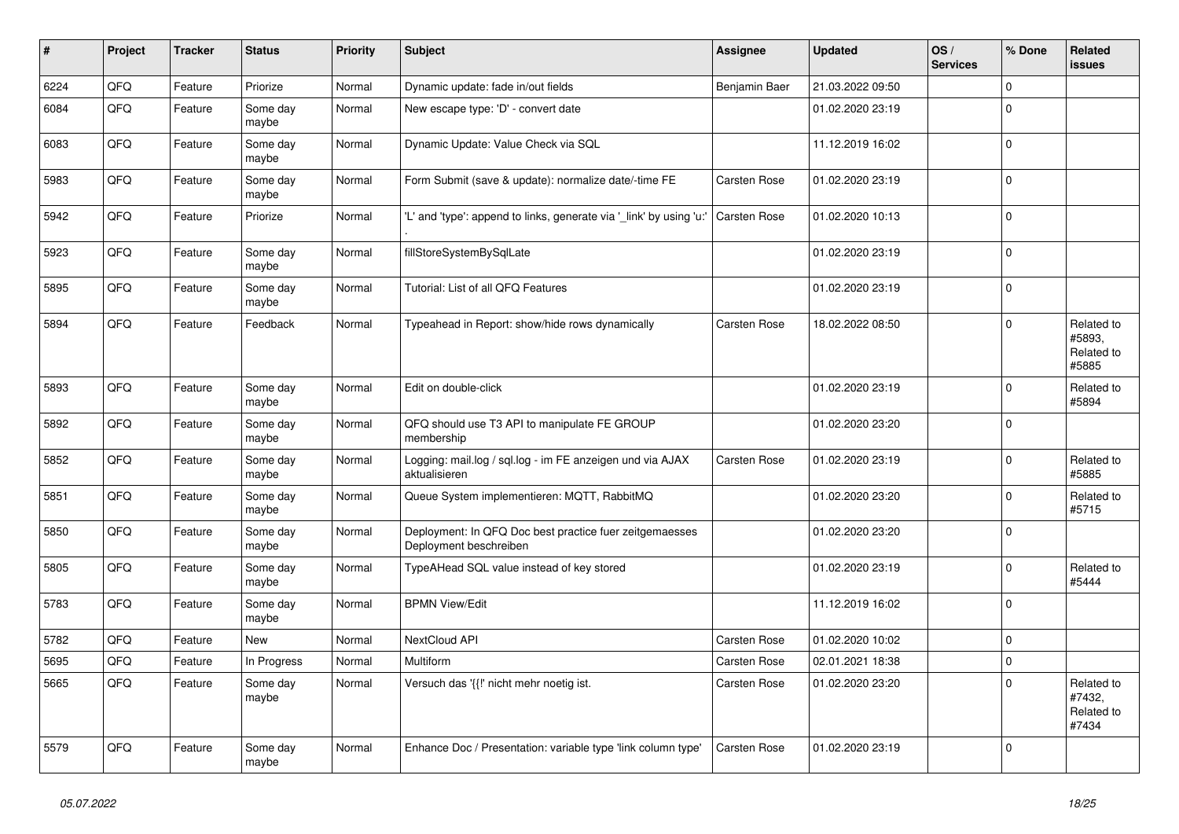| # | Project | Tracker | Status | Priority | Subject | Assignee | Updated | OS / Services | % Done | Related issues |
|---|---|---|---|---|---|---|---|---|---|---|
| 6224 | QFQ | Feature | Priorize | Normal | Dynamic update: fade in/out fields | Benjamin Baer | 21.03.2022 09:50 | | 0 | |
| 6084 | QFQ | Feature | Some day maybe | Normal | New escape type: 'D' - convert date | | 01.02.2020 23:19 | | 0 | |
| 6083 | QFQ | Feature | Some day maybe | Normal | Dynamic Update: Value Check via SQL | | 11.12.2019 16:02 | | 0 | |
| 5983 | QFQ | Feature | Some day maybe | Normal | Form Submit (save & update): normalize date/-time FE | Carsten Rose | 01.02.2020 23:19 | | 0 | |
| 5942 | QFQ | Feature | Priorize | Normal | 'L' and 'type': append to links, generate via '_link' by using 'u:' . | Carsten Rose | 01.02.2020 10:13 | | 0 | |
| 5923 | QFQ | Feature | Some day maybe | Normal | fillStoreSystemBySqlLate | | 01.02.2020 23:19 | | 0 | |
| 5895 | QFQ | Feature | Some day maybe | Normal | Tutorial: List of all QFQ Features | | 01.02.2020 23:19 | | 0 | |
| 5894 | QFQ | Feature | Feedback | Normal | Typeahead in Report: show/hide rows dynamically | Carsten Rose | 18.02.2022 08:50 | | 0 | Related to #5893, Related to #5885 |
| 5893 | QFQ | Feature | Some day maybe | Normal | Edit on double-click | | 01.02.2020 23:19 | | 0 | Related to #5894 |
| 5892 | QFQ | Feature | Some day maybe | Normal | QFQ should use T3 API to manipulate FE GROUP membership | | 01.02.2020 23:20 | | 0 | |
| 5852 | QFQ | Feature | Some day maybe | Normal | Logging: mail.log / sql.log - im FE anzeigen und via AJAX aktualisieren | Carsten Rose | 01.02.2020 23:19 | | 0 | Related to #5885 |
| 5851 | QFQ | Feature | Some day maybe | Normal | Queue System implementieren: MQTT, RabbitMQ | | 01.02.2020 23:20 | | 0 | Related to #5715 |
| 5850 | QFQ | Feature | Some day maybe | Normal | Deployment: In QFQ Doc best practice fuer zeitgemaesses Deployment beschreiben | | 01.02.2020 23:20 | | 0 | |
| 5805 | QFQ | Feature | Some day maybe | Normal | TypeAHead SQL value instead of key stored | | 01.02.2020 23:19 | | 0 | Related to #5444 |
| 5783 | QFQ | Feature | Some day maybe | Normal | BPMN View/Edit | | 11.12.2019 16:02 | | 0 | |
| 5782 | QFQ | Feature | New | Normal | NextCloud API | Carsten Rose | 01.02.2020 10:02 | | 0 | |
| 5695 | QFQ | Feature | In Progress | Normal | Multiform | Carsten Rose | 02.01.2021 18:38 | | 0 | |
| 5665 | QFQ | Feature | Some day maybe | Normal | Versuch das '{{!' nicht mehr noetig ist. | Carsten Rose | 01.02.2020 23:20 | | 0 | Related to #7432, Related to #7434 |
| 5579 | QFQ | Feature | Some day maybe | Normal | Enhance Doc / Presentation: variable type 'link column type' | Carsten Rose | 01.02.2020 23:19 | | 0 | |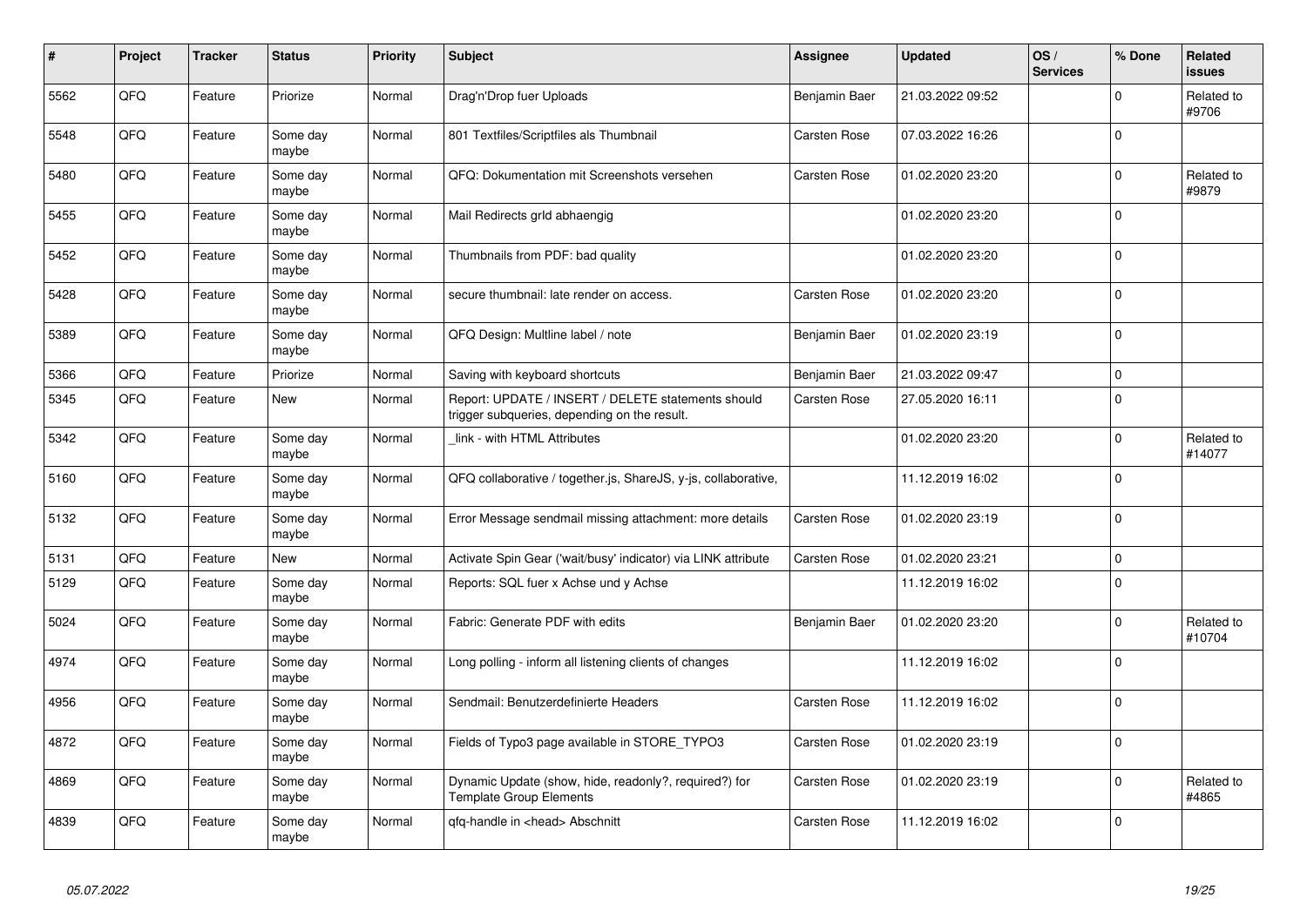| # | Project | Tracker | Status | Priority | Subject | Assignee | Updated | OS / Services | % Done | Related issues |
|---|---|---|---|---|---|---|---|---|---|---|
| 5562 | QFQ | Feature | Priorize | Normal | Drag'n'Drop fuer Uploads | Benjamin Baer | 21.03.2022 09:52 | | 0 | Related to #9706 |
| 5548 | QFQ | Feature | Some day maybe | Normal | 801 Textfiles/Scriptfiles als Thumbnail | Carsten Rose | 07.03.2022 16:26 | | 0 | |
| 5480 | QFQ | Feature | Some day maybe | Normal | QFQ: Dokumentation mit Screenshots versehen | Carsten Rose | 01.02.2020 23:20 | | 0 | Related to #9879 |
| 5455 | QFQ | Feature | Some day maybe | Normal | Mail Redirects grld abhaengig | | 01.02.2020 23:20 | | 0 | |
| 5452 | QFQ | Feature | Some day maybe | Normal | Thumbnails from PDF: bad quality | | 01.02.2020 23:20 | | 0 | |
| 5428 | QFQ | Feature | Some day maybe | Normal | secure thumbnail: late render on access. | Carsten Rose | 01.02.2020 23:20 | | 0 | |
| 5389 | QFQ | Feature | Some day maybe | Normal | QFQ Design: Multline label / note | Benjamin Baer | 01.02.2020 23:19 | | 0 | |
| 5366 | QFQ | Feature | Priorize | Normal | Saving with keyboard shortcuts | Benjamin Baer | 21.03.2022 09:47 | | 0 | |
| 5345 | QFQ | Feature | New | Normal | Report: UPDATE / INSERT / DELETE statements should trigger subqueries, depending on the result. | Carsten Rose | 27.05.2020 16:11 | | 0 | |
| 5342 | QFQ | Feature | Some day maybe | Normal | _link - with HTML Attributes | | 01.02.2020 23:20 | | 0 | Related to #14077 |
| 5160 | QFQ | Feature | Some day maybe | Normal | QFQ collaborative / together.js, ShareJS, y-js, collaborative, | | 11.12.2019 16:02 | | 0 | |
| 5132 | QFQ | Feature | Some day maybe | Normal | Error Message sendmail missing attachment: more details | Carsten Rose | 01.02.2020 23:19 | | 0 | |
| 5131 | QFQ | Feature | New | Normal | Activate Spin Gear ('wait/busy' indicator) via LINK attribute | Carsten Rose | 01.02.2020 23:21 | | 0 | |
| 5129 | QFQ | Feature | Some day maybe | Normal | Reports: SQL fuer x Achse und y Achse | | 11.12.2019 16:02 | | 0 | |
| 5024 | QFQ | Feature | Some day maybe | Normal | Fabric: Generate PDF with edits | Benjamin Baer | 01.02.2020 23:20 | | 0 | Related to #10704 |
| 4974 | QFQ | Feature | Some day maybe | Normal | Long polling - inform all listening clients of changes | | 11.12.2019 16:02 | | 0 | |
| 4956 | QFQ | Feature | Some day maybe | Normal | Sendmail: Benutzerdefinierte Headers | Carsten Rose | 11.12.2019 16:02 | | 0 | |
| 4872 | QFQ | Feature | Some day maybe | Normal | Fields of Typo3 page available in STORE_TYPO3 | Carsten Rose | 01.02.2020 23:19 | | 0 | |
| 4869 | QFQ | Feature | Some day maybe | Normal | Dynamic Update (show, hide, readonly?, required?) for Template Group Elements | Carsten Rose | 01.02.2020 23:19 | | 0 | Related to #4865 |
| 4839 | QFQ | Feature | Some day maybe | Normal | qfq-handle in <head> Abschnitt | Carsten Rose | 11.12.2019 16:02 | | 0 | |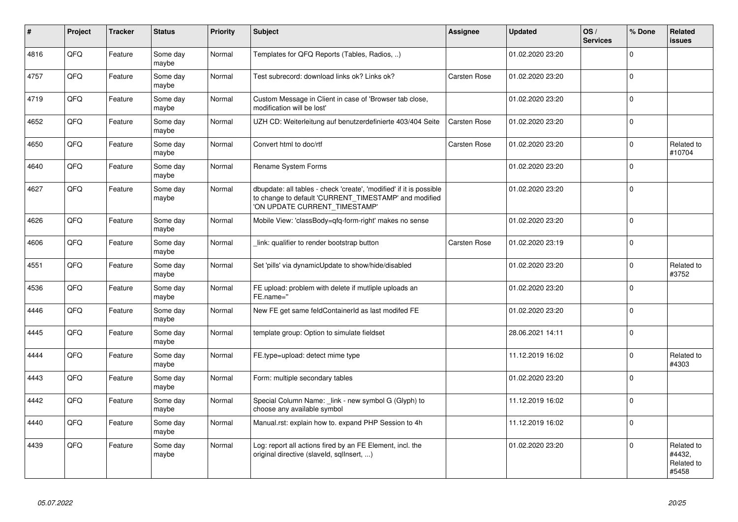| # | Project | Tracker | Status | Priority | Subject | Assignee | Updated | OS / Services | % Done | Related issues |
|---|---|---|---|---|---|---|---|---|---|---|
| 4816 | QFQ | Feature | Some day maybe | Normal | Templates for QFQ Reports (Tables, Radios, ..) | | 01.02.2020 23:20 | | 0 | |
| 4757 | QFQ | Feature | Some day maybe | Normal | Test subrecord: download links ok? Links ok? | Carsten Rose | 01.02.2020 23:20 | | 0 | |
| 4719 | QFQ | Feature | Some day maybe | Normal | Custom Message in Client in case of 'Browser tab close, modification will be lost' | | 01.02.2020 23:20 | | 0 | |
| 4652 | QFQ | Feature | Some day maybe | Normal | UZH CD: Weiterleitung auf benutzerdefinierte 403/404 Seite | Carsten Rose | 01.02.2020 23:20 | | 0 | |
| 4650 | QFQ | Feature | Some day maybe | Normal | Convert html to doc/rtf | Carsten Rose | 01.02.2020 23:20 | | 0 | Related to #10704 |
| 4640 | QFQ | Feature | Some day maybe | Normal | Rename System Forms | | 01.02.2020 23:20 | | 0 | |
| 4627 | QFQ | Feature | Some day maybe | Normal | dbupdate: all tables - check 'create', 'modified' if it is possible to change to default 'CURRENT_TIMESTAMP' and modified 'ON UPDATE CURRENT_TIMESTAMP' | | 01.02.2020 23:20 | | 0 | |
| 4626 | QFQ | Feature | Some day maybe | Normal | Mobile View: 'classBody=qfq-form-right' makes no sense | | 01.02.2020 23:20 | | 0 | |
| 4606 | QFQ | Feature | Some day maybe | Normal | _link: qualifier to render bootstrap button | Carsten Rose | 01.02.2020 23:19 | | 0 | |
| 4551 | QFQ | Feature | Some day maybe | Normal | Set 'pills' via dynamicUpdate to show/hide/disabled | | 01.02.2020 23:20 | | 0 | Related to #3752 |
| 4536 | QFQ | Feature | Some day maybe | Normal | FE upload: problem with delete if mutliple uploads an FE.name=" | | 01.02.2020 23:20 | | 0 | |
| 4446 | QFQ | Feature | Some day maybe | Normal | New FE get same feldContainerId as last modifed FE | | 01.02.2020 23:20 | | 0 | |
| 4445 | QFQ | Feature | Some day maybe | Normal | template group: Option to simulate fieldset | | 28.06.2021 14:11 | | 0 | |
| 4444 | QFQ | Feature | Some day maybe | Normal | FE.type=upload: detect mime type | | 11.12.2019 16:02 | | 0 | Related to #4303 |
| 4443 | QFQ | Feature | Some day maybe | Normal | Form: multiple secondary tables | | 01.02.2020 23:20 | | 0 | |
| 4442 | QFQ | Feature | Some day maybe | Normal | Special Column Name: _link - new symbol G (Glyph) to choose any available symbol | | 11.12.2019 16:02 | | 0 | |
| 4440 | QFQ | Feature | Some day maybe | Normal | Manual.rst: explain how to. expand PHP Session to 4h | | 11.12.2019 16:02 | | 0 | |
| 4439 | QFQ | Feature | Some day maybe | Normal | Log: report all actions fired by an FE Element, incl. the original directive (slaveId, sqlInsert, ...) | | 01.02.2020 23:20 | | 0 | Related to #4432, Related to #5458 |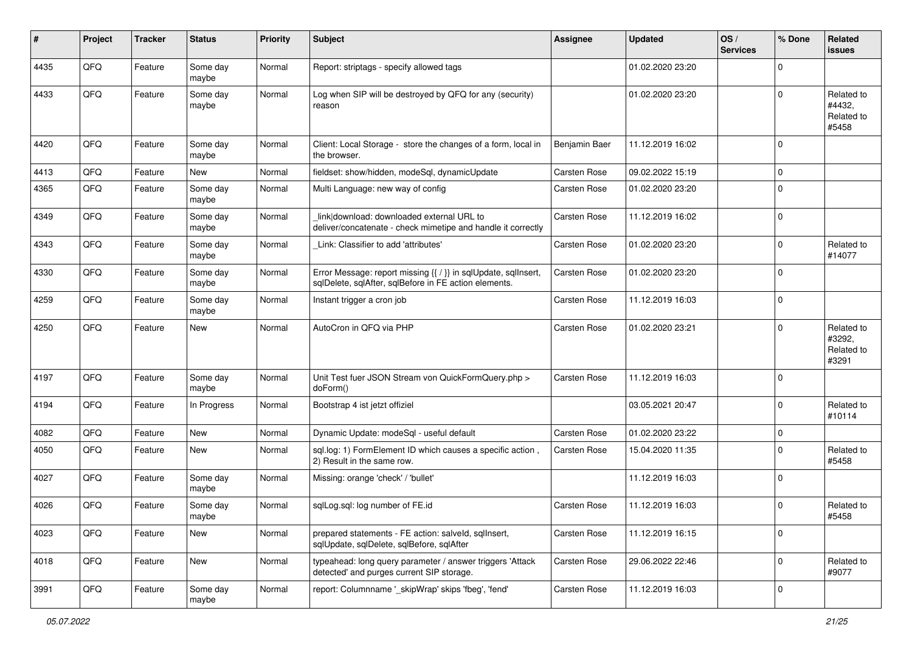| # | Project | Tracker | Status | Priority | Subject | Assignee | Updated | OS / Services | % Done | Related issues |
|---|---|---|---|---|---|---|---|---|---|---|
| 4435 | QFQ | Feature | Some day maybe | Normal | Report: striptags - specify allowed tags | | 01.02.2020 23:20 | | 0 | |
| 4433 | QFQ | Feature | Some day maybe | Normal | Log when SIP will be destroyed by QFQ for any (security) reason | | 01.02.2020 23:20 | | 0 | Related to #4432, Related to #5458 |
| 4420 | QFQ | Feature | Some day maybe | Normal | Client: Local Storage - store the changes of a form, local in the browser. | Benjamin Baer | 11.12.2019 16:02 | | 0 | |
| 4413 | QFQ | Feature | New | Normal | fieldset: show/hidden, modeSql, dynamicUpdate | Carsten Rose | 09.02.2022 15:19 | | 0 | |
| 4365 | QFQ | Feature | Some day maybe | Normal | Multi Language: new way of config | Carsten Rose | 01.02.2020 23:20 | | 0 | |
| 4349 | QFQ | Feature | Some day maybe | Normal | _link\|download: downloaded external URL to deliver/concatenate - check mimetipe and handle it correctly | Carsten Rose | 11.12.2019 16:02 | | 0 | |
| 4343 | QFQ | Feature | Some day maybe | Normal | _Link: Classifier to add 'attributes' | Carsten Rose | 01.02.2020 23:20 | | 0 | Related to #14077 |
| 4330 | QFQ | Feature | Some day maybe | Normal | Error Message: report missing {{ / }} in sqlUpdate, sqlInsert, sqlDelete, sqlAfter, sqlBefore in FE action elements. | Carsten Rose | 01.02.2020 23:20 | | 0 | |
| 4259 | QFQ | Feature | Some day maybe | Normal | Instant trigger a cron job | Carsten Rose | 11.12.2019 16:03 | | 0 | |
| 4250 | QFQ | Feature | New | Normal | AutoCron in QFQ via PHP | Carsten Rose | 01.02.2020 23:21 | | 0 | Related to #3292, Related to #3291 |
| 4197 | QFQ | Feature | Some day maybe | Normal | Unit Test fuer JSON Stream von QuickFormQuery.php > doForm() | Carsten Rose | 11.12.2019 16:03 | | 0 | |
| 4194 | QFQ | Feature | In Progress | Normal | Bootstrap 4 ist jetzt offiziel | | 03.05.2021 20:47 | | 0 | Related to #10114 |
| 4082 | QFQ | Feature | New | Normal | Dynamic Update: modeSql - useful default | Carsten Rose | 01.02.2020 23:22 | | 0 | |
| 4050 | QFQ | Feature | New | Normal | sql.log: 1) FormElement ID which causes a specific action , 2) Result in the same row. | Carsten Rose | 15.04.2020 11:35 | | 0 | Related to #5458 |
| 4027 | QFQ | Feature | Some day maybe | Normal | Missing: orange 'check' / 'bullet' | | 11.12.2019 16:03 | | 0 | |
| 4026 | QFQ | Feature | Some day maybe | Normal | sqlLog.sql: log number of FE.id | Carsten Rose | 11.12.2019 16:03 | | 0 | Related to #5458 |
| 4023 | QFQ | Feature | New | Normal | prepared statements - FE action: salveld, sqlInsert, sqlUpdate, sqlDelete, sqlBefore, sqlAfter | Carsten Rose | 11.12.2019 16:15 | | 0 | |
| 4018 | QFQ | Feature | New | Normal | typeahead: long query parameter / answer triggers 'Attack detected' and purges current SIP storage. | Carsten Rose | 29.06.2022 22:46 | | 0 | Related to #9077 |
| 3991 | QFQ | Feature | Some day maybe | Normal | report: Columnname '_skipWrap' skips 'fbeg', 'fend' | Carsten Rose | 11.12.2019 16:03 | | 0 | |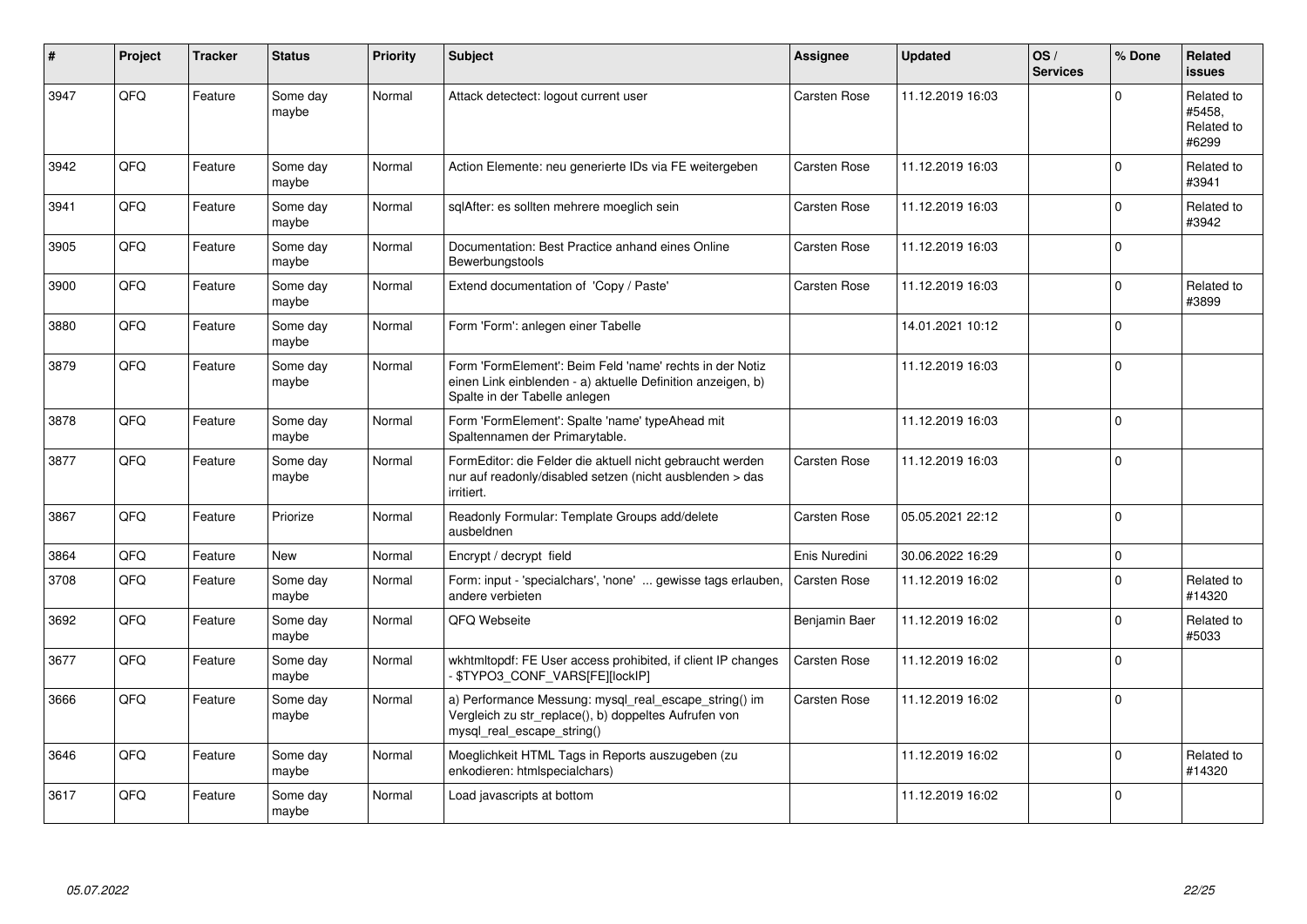| # | Project | Tracker | Status | Priority | Subject | Assignee | Updated | OS / Services | % Done | Related issues |
|---|---|---|---|---|---|---|---|---|---|---|
| 3947 | QFQ | Feature | Some day maybe | Normal | Attack detectect: logout current user | Carsten Rose | 11.12.2019 16:03 | | 0 | Related to #5458, Related to #6299 |
| 3942 | QFQ | Feature | Some day maybe | Normal | Action Elemente: neu generierte IDs via FE weitergeben | Carsten Rose | 11.12.2019 16:03 | | 0 | Related to #3941 |
| 3941 | QFQ | Feature | Some day maybe | Normal | sqlAfter: es sollten mehrere moeglich sein | Carsten Rose | 11.12.2019 16:03 | | 0 | Related to #3942 |
| 3905 | QFQ | Feature | Some day maybe | Normal | Documentation: Best Practice anhand eines Online Bewerbungstools | Carsten Rose | 11.12.2019 16:03 | | 0 | |
| 3900 | QFQ | Feature | Some day maybe | Normal | Extend documentation of 'Copy / Paste' | Carsten Rose | 11.12.2019 16:03 | | 0 | Related to #3899 |
| 3880 | QFQ | Feature | Some day maybe | Normal | Form 'Form': anlegen einer Tabelle | | 14.01.2021 10:12 | | 0 | |
| 3879 | QFQ | Feature | Some day maybe | Normal | Form 'FormElement': Beim Feld 'name' rechts in der Notiz einen Link einblenden - a) aktuelle Definition anzeigen, b) Spalte in der Tabelle anlegen | | 11.12.2019 16:03 | | 0 | |
| 3878 | QFQ | Feature | Some day maybe | Normal | Form 'FormElement': Spalte 'name' typeAhead mit Spaltennamen der Primarytable. | | 11.12.2019 16:03 | | 0 | |
| 3877 | QFQ | Feature | Some day maybe | Normal | FormEditor: die Felder die aktuell nicht gebraucht werden nur auf readonly/disabled setzen (nicht ausblenden > das irritiert. | Carsten Rose | 11.12.2019 16:03 | | 0 | |
| 3867 | QFQ | Feature | Priorize | Normal | Readonly Formular: Template Groups add/delete ausbeldnen | Carsten Rose | 05.05.2021 22:12 | | 0 | |
| 3864 | QFQ | Feature | New | Normal | Encrypt / decrypt field | Enis Nuredini | 30.06.2022 16:29 | | 0 | |
| 3708 | QFQ | Feature | Some day maybe | Normal | Form: input - 'specialchars', 'none' ... gewisse tags erlauben, andere verbieten | Carsten Rose | 11.12.2019 16:02 | | 0 | Related to #14320 |
| 3692 | QFQ | Feature | Some day maybe | Normal | QFQ Webseite | Benjamin Baer | 11.12.2019 16:02 | | 0 | Related to #5033 |
| 3677 | QFQ | Feature | Some day maybe | Normal | wkhtmltopdf: FE User access prohibited, if client IP changes - $TYPO3_CONF_VARS[FE][lockIP] | Carsten Rose | 11.12.2019 16:02 | | 0 | |
| 3666 | QFQ | Feature | Some day maybe | Normal | a) Performance Messung: mysql_real_escape_string() im Vergleich zu str_replace(), b) doppeltes Aufrufen von mysql_real_escape_string() | Carsten Rose | 11.12.2019 16:02 | | 0 | |
| 3646 | QFQ | Feature | Some day maybe | Normal | Moeglichkeit HTML Tags in Reports auszugeben (zu enkodieren: htmlspecialchars) | | 11.12.2019 16:02 | | 0 | Related to #14320 |
| 3617 | QFQ | Feature | Some day maybe | Normal | Load javascripts at bottom | | 11.12.2019 16:02 | | 0 | |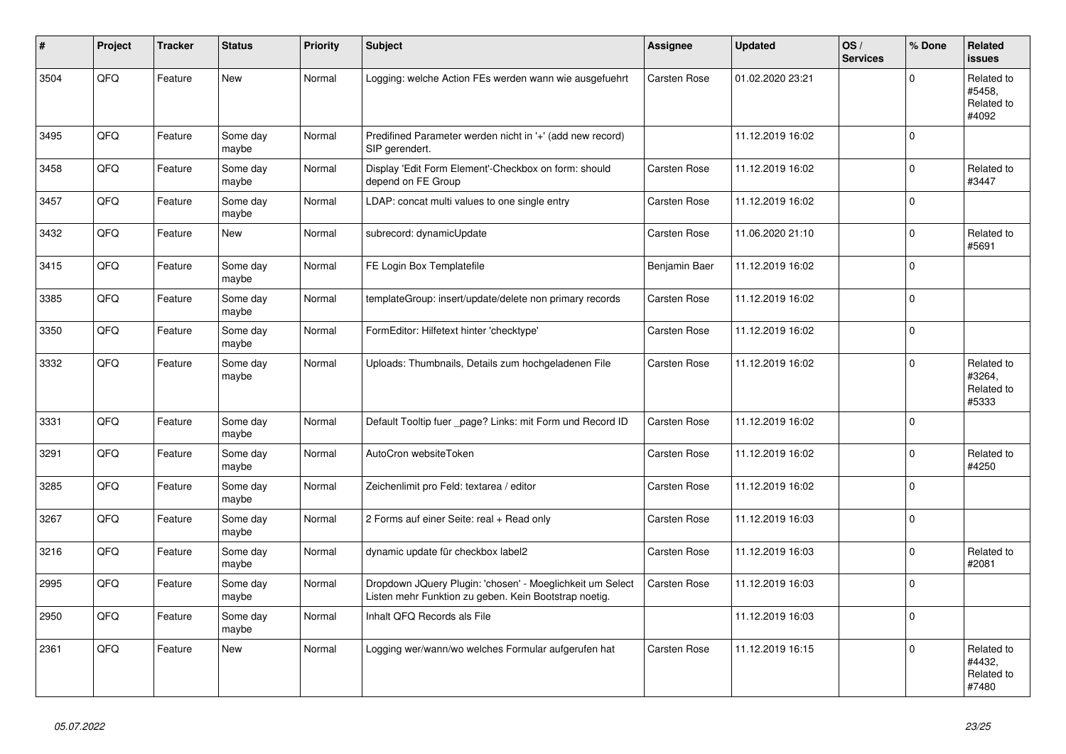| # | Project | Tracker | Status | Priority | Subject | Assignee | Updated | OS / Services | % Done | Related issues |
|---|---|---|---|---|---|---|---|---|---|---|
| 3504 | QFQ | Feature | New | Normal | Logging: welche Action FEs werden wann wie ausgefuehrt | Carsten Rose | 01.02.2020 23:21 | | 0 | Related to #5458, Related to #4092 |
| 3495 | QFQ | Feature | Some day maybe | Normal | Predifined Parameter werden nicht in '+' (add new record) SIP gerendert. | | 11.12.2019 16:02 | | 0 | |
| 3458 | QFQ | Feature | Some day maybe | Normal | Display 'Edit Form Element'-Checkbox on form: should depend on FE Group | Carsten Rose | 11.12.2019 16:02 | | 0 | Related to #3447 |
| 3457 | QFQ | Feature | Some day maybe | Normal | LDAP: concat multi values to one single entry | Carsten Rose | 11.12.2019 16:02 | | 0 | |
| 3432 | QFQ | Feature | New | Normal | subrecord: dynamicUpdate | Carsten Rose | 11.06.2020 21:10 | | 0 | Related to #5691 |
| 3415 | QFQ | Feature | Some day maybe | Normal | FE Login Box Templatefile | Benjamin Baer | 11.12.2019 16:02 | | 0 | |
| 3385 | QFQ | Feature | Some day maybe | Normal | templateGroup: insert/update/delete non primary records | Carsten Rose | 11.12.2019 16:02 | | 0 | |
| 3350 | QFQ | Feature | Some day maybe | Normal | FormEditor: Hilfetext hinter 'checktype' | Carsten Rose | 11.12.2019 16:02 | | 0 | |
| 3332 | QFQ | Feature | Some day maybe | Normal | Uploads: Thumbnails, Details zum hochgeladenen File | Carsten Rose | 11.12.2019 16:02 | | 0 | Related to #3264, Related to #5333 |
| 3331 | QFQ | Feature | Some day maybe | Normal | Default Tooltip fuer _page? Links: mit Form und Record ID | Carsten Rose | 11.12.2019 16:02 | | 0 | |
| 3291 | QFQ | Feature | Some day maybe | Normal | AutoCron websiteToken | Carsten Rose | 11.12.2019 16:02 | | 0 | Related to #4250 |
| 3285 | QFQ | Feature | Some day maybe | Normal | Zeichenlimit pro Feld: textarea / editor | Carsten Rose | 11.12.2019 16:02 | | 0 | |
| 3267 | QFQ | Feature | Some day maybe | Normal | 2 Forms auf einer Seite: real + Read only | Carsten Rose | 11.12.2019 16:03 | | 0 | |
| 3216 | QFQ | Feature | Some day maybe | Normal | dynamic update für checkbox label2 | Carsten Rose | 11.12.2019 16:03 | | 0 | Related to #2081 |
| 2995 | QFQ | Feature | Some day maybe | Normal | Dropdown JQuery Plugin: 'chosen' - Moeglichkeit um Select Listen mehr Funktion zu geben. Kein Bootstrap noetig. | Carsten Rose | 11.12.2019 16:03 | | 0 | |
| 2950 | QFQ | Feature | Some day maybe | Normal | Inhalt QFQ Records als File | | 11.12.2019 16:03 | | 0 | |
| 2361 | QFQ | Feature | New | Normal | Logging wer/wann/wo welches Formular aufgerufen hat | Carsten Rose | 11.12.2019 16:15 | | 0 | Related to #4432, Related to #7480 |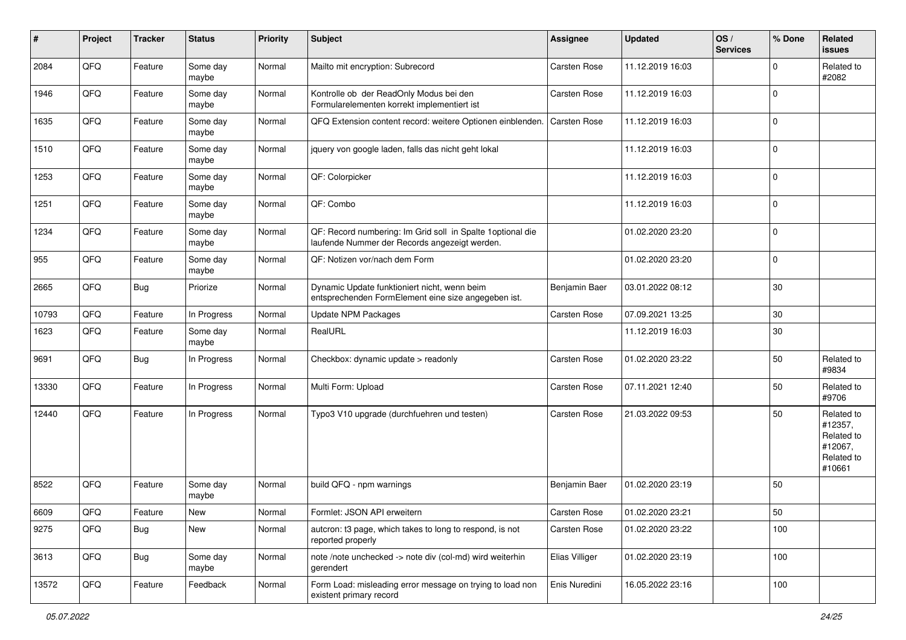| # | Project | Tracker | Status | Priority | Subject | Assignee | Updated | OS / Services | % Done | Related issues |
|---|---|---|---|---|---|---|---|---|---|---|
| 2084 | QFQ | Feature | Some day maybe | Normal | Mailto mit encryption: Subrecord | Carsten Rose | 11.12.2019 16:03 | | 0 | Related to #2082 |
| 1946 | QFQ | Feature | Some day maybe | Normal | Kontrolle ob der ReadOnly Modus bei den Formularelementen korrekt implementiert ist | Carsten Rose | 11.12.2019 16:03 | | 0 | |
| 1635 | QFQ | Feature | Some day maybe | Normal | QFQ Extension content record: weitere Optionen einblenden. | Carsten Rose | 11.12.2019 16:03 | | 0 | |
| 1510 | QFQ | Feature | Some day maybe | Normal | jquery von google laden, falls das nicht geht lokal | | 11.12.2019 16:03 | | 0 | |
| 1253 | QFQ | Feature | Some day maybe | Normal | QF: Colorpicker | | 11.12.2019 16:03 | | 0 | |
| 1251 | QFQ | Feature | Some day maybe | Normal | QF: Combo | | 11.12.2019 16:03 | | 0 | |
| 1234 | QFQ | Feature | Some day maybe | Normal | QF: Record numbering: Im Grid soll in Spalte 1optional die laufende Nummer der Records angezeigt werden. | | 01.02.2020 23:20 | | 0 | |
| 955 | QFQ | Feature | Some day maybe | Normal | QF: Notizen vor/nach dem Form | | 01.02.2020 23:20 | | 0 | |
| 2665 | QFQ | Bug | Priorize | Normal | Dynamic Update funktioniert nicht, wenn beim entsprechenden FormElement eine size angegeben ist. | Benjamin Baer | 03.01.2022 08:12 | | 30 | |
| 10793 | QFQ | Feature | In Progress | Normal | Update NPM Packages | Carsten Rose | 07.09.2021 13:25 | | 30 | |
| 1623 | QFQ | Feature | Some day maybe | Normal | RealURL | | 11.12.2019 16:03 | | 30 | |
| 9691 | QFQ | Bug | In Progress | Normal | Checkbox: dynamic update > readonly | Carsten Rose | 01.02.2020 23:22 | | 50 | Related to #9834 |
| 13330 | QFQ | Feature | In Progress | Normal | Multi Form: Upload | Carsten Rose | 07.11.2021 12:40 | | 50 | Related to #9706 |
| 12440 | QFQ | Feature | In Progress | Normal | Typo3 V10 upgrade (durchfuehren und testen) | Carsten Rose | 21.03.2022 09:53 | | 50 | Related to #12357, Related to #12067, Related to #10661 |
| 8522 | QFQ | Feature | Some day maybe | Normal | build QFQ - npm warnings | Benjamin Baer | 01.02.2020 23:19 | | 50 | |
| 6609 | QFQ | Feature | New | Normal | Formlet: JSON API erweitern | Carsten Rose | 01.02.2020 23:21 | | 50 | |
| 9275 | QFQ | Bug | New | Normal | autcron: t3 page, which takes to long to respond, is not reported properly | Carsten Rose | 01.02.2020 23:22 | | 100 | |
| 3613 | QFQ | Bug | Some day maybe | Normal | note /note unchecked -> note div (col-md) wird weiterhin gerendert | Elias Villiger | 01.02.2020 23:19 | | 100 | |
| 13572 | QFQ | Feature | Feedback | Normal | Form Load: misleading error message on trying to load non existent primary record | Enis Nuredini | 16.05.2022 23:16 | | 100 | |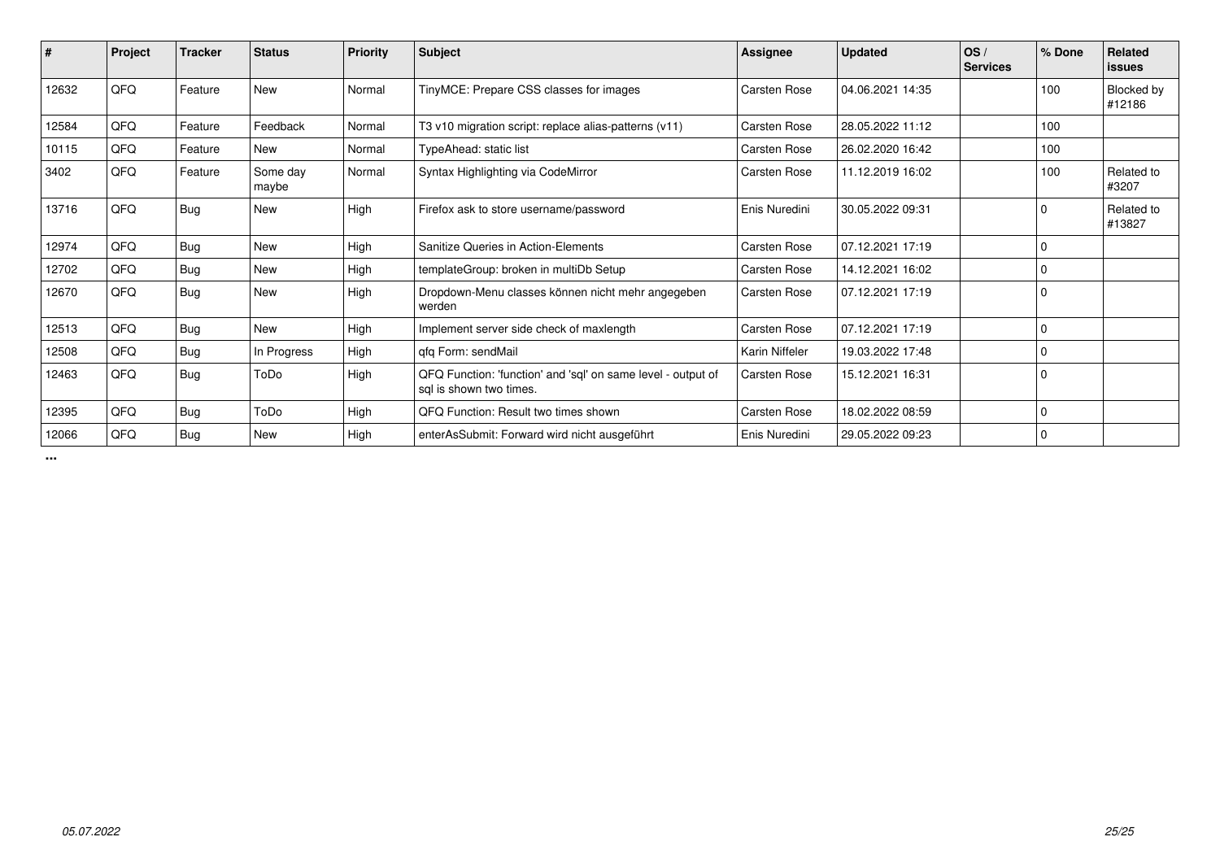| # | Project | Tracker | Status | Priority | Subject | Assignee | Updated | OS / Services | % Done | Related issues |
|---|---|---|---|---|---|---|---|---|---|---|
| 12632 | QFQ | Feature | New | Normal | TinyMCE: Prepare CSS classes for images | Carsten Rose | 04.06.2021 14:35 | | 100 | Blocked by #12186 |
| 12584 | QFQ | Feature | Feedback | Normal | T3 v10 migration script: replace alias-patterns (v11) | Carsten Rose | 28.05.2022 11:12 | | 100 | |
| 10115 | QFQ | Feature | New | Normal | TypeAhead: static list | Carsten Rose | 26.02.2020 16:42 | | 100 | |
| 3402 | QFQ | Feature | Some day maybe | Normal | Syntax Highlighting via CodeMirror | Carsten Rose | 11.12.2019 16:02 | | 100 | Related to #3207 |
| 13716 | QFQ | Bug | New | High | Firefox ask to store username/password | Enis Nuredini | 30.05.2022 09:31 | | 0 | Related to #13827 |
| 12974 | QFQ | Bug | New | High | Sanitize Queries in Action-Elements | Carsten Rose | 07.12.2021 17:19 | | 0 | |
| 12702 | QFQ | Bug | New | High | templateGroup: broken in multiDb Setup | Carsten Rose | 14.12.2021 16:02 | | 0 | |
| 12670 | QFQ | Bug | New | High | Dropdown-Menu classes können nicht mehr angegeben werden | Carsten Rose | 07.12.2021 17:19 | | 0 | |
| 12513 | QFQ | Bug | New | High | Implement server side check of maxlength | Carsten Rose | 07.12.2021 17:19 | | 0 | |
| 12508 | QFQ | Bug | In Progress | High | qfq Form: sendMail | Karin Niffeler | 19.03.2022 17:48 | | 0 | |
| 12463 | QFQ | Bug | ToDo | High | QFQ Function: 'function' and 'sql' on same level - output of sql is shown two times. | Carsten Rose | 15.12.2021 16:31 | | 0 | |
| 12395 | QFQ | Bug | ToDo | High | QFQ Function: Result two times shown | Carsten Rose | 18.02.2022 08:59 | | 0 | |
| 12066 | QFQ | Bug | New | High | enterAsSubmit: Forward wird nicht ausgeführt | Enis Nuredini | 29.05.2022 09:23 | | 0 | |

...